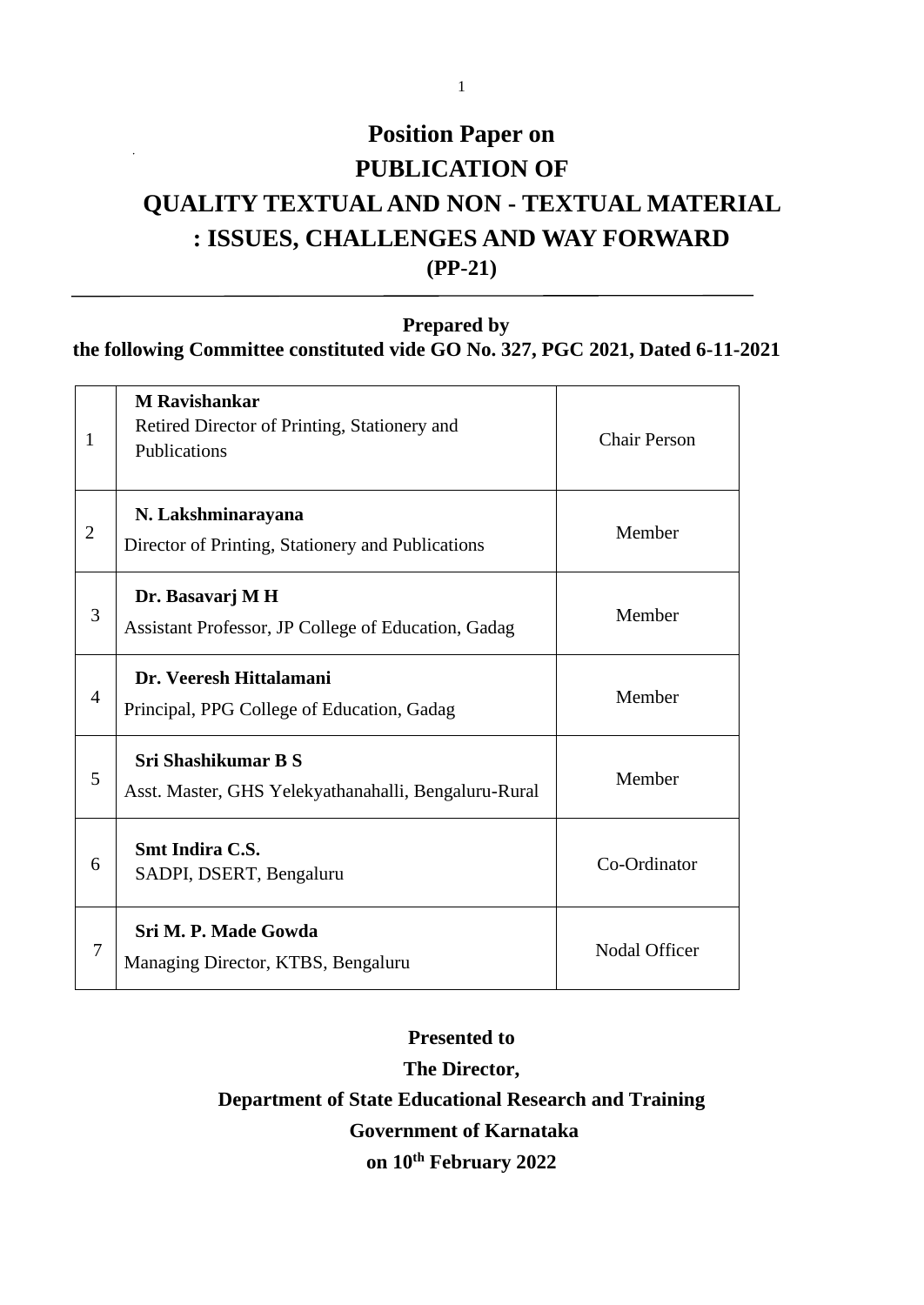# Position Paper on
# PUBLICATION OF
# QUALITY TEXTUAL AND NON - TEXTUAL MATERIAL : ISSUES, CHALLENGES AND WAY FORWARD
## (PP-21)

---

**Prepared by**
**the following Committee constituted vide GO No. 327, PGC 2021, Dated 6-11-2021**

| | | |
|---|---|---|
| 1 | **M Ravishankar**<br>Retired Director of Printing, Stationery and Publications | Chair Person |
| 2 | **N. Lakshminarayana**<br>Director of Printing, Stationery and Publications | Member |
| 3 | **Dr. Basavarj M H**<br>Assistant Professor, JP College of Education, Gadag | Member |
| 4 | **Dr. Veeresh Hittalamani**<br>Principal, PPG College of Education, Gadag | Member |
| 5 | **Sri Shashikumar B S**<br>Asst. Master, GHS Yelekyathanahalli, Bengaluru-Rural | Member |
| 6 | **Smt Indira C.S.**<br>SADPI, DSERT, Bengaluru | Co-Ordinator |
| 7 | **Sri M. P. Made Gowda**<br>Managing Director, KTBS, Bengaluru | Nodal Officer |

**Presented to**

**The Director,**

**Department of State Educational Research and Training**

**Government of Karnataka**

**on 10th February 2022**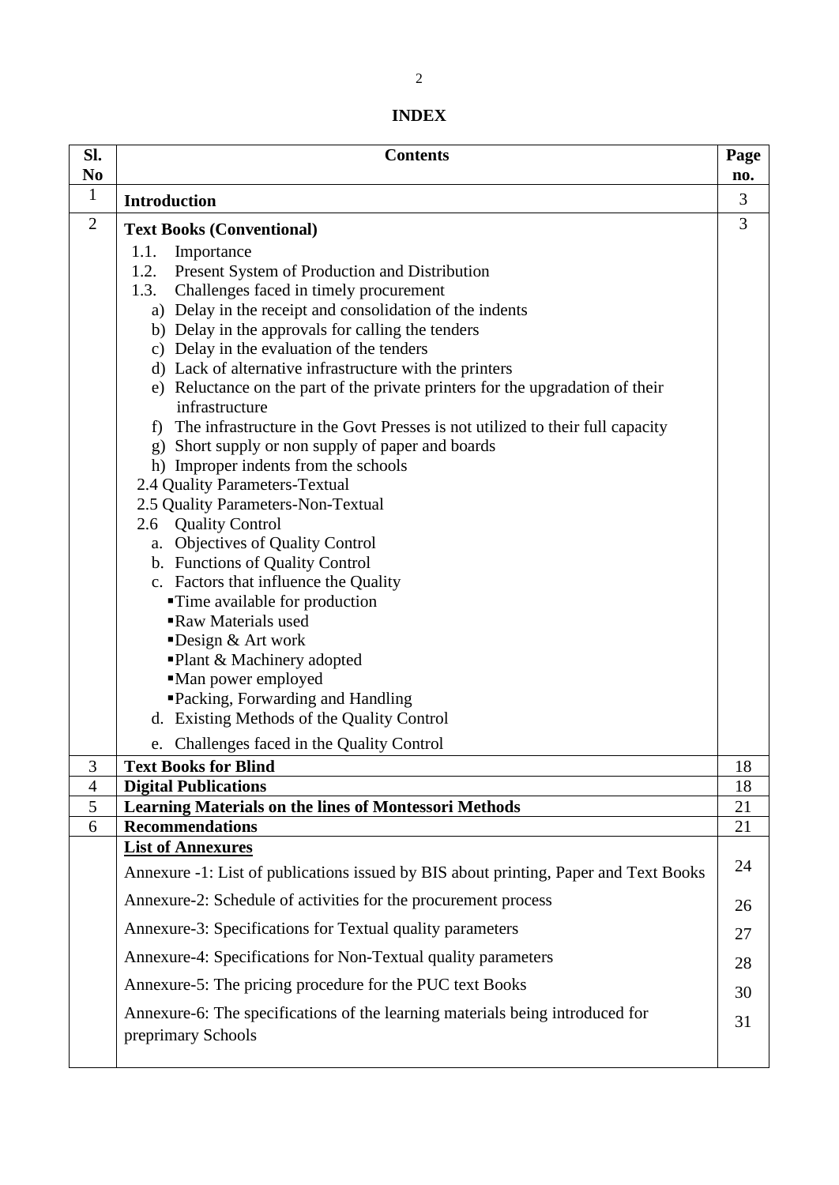# INDEX

| Sl. No | Contents | Page no. |
|---|---|---|
| 1 | **Introduction** | 3 |
| 2 | **Text Books (Conventional)**<br>1.1. Importance<br>1.2. Present System of Production and Distribution<br>1.3. Challenges faced in timely procurement<br>a) Delay in the receipt and consolidation of the indents<br>b) Delay in the approvals for calling the tenders<br>c) Delay in the evaluation of the tenders<br>d) Lack of alternative infrastructure with the printers<br>e) Reluctance on the part of the private printers for the upgradation of their infrastructure<br>f) The infrastructure in the Govt Presses is not utilized to their full capacity<br>g) Short supply or non supply of paper and boards<br>h) Improper indents from the schools<br>2.4 Quality Parameters-Textual<br>2.5 Quality Parameters-Non-Textual<br>2.6 Quality Control<br>a. Objectives of Quality Control<br>b. Functions of Quality Control<br>c. Factors that influence the Quality<br>▪Time available for production<br>▪Raw Materials used<br>▪Design & Art work<br>▪Plant & Machinery adopted<br>▪Man power employed<br>▪Packing, Forwarding and Handling<br>d. Existing Methods of the Quality Control<br>e. Challenges faced in the Quality Control | 3 |
| 3 | **Text Books for Blind** | 18 |
| 4 | **Digital Publications** | 18 |
| 5 | **Learning Materials on the lines of Montessori Methods** | 21 |
| 6 | **Recommendations** | 21 |
| | **List of Annexures** | |
| | Annexure -1: List of publications issued by BIS about printing, Paper and Text Books | 24 |
| | Annexure-2: Schedule of activities for the procurement process | 26 |
| | Annexure-3: Specifications for Textual quality parameters | 27 |
| | Annexure-4: Specifications for Non-Textual quality parameters | 28 |
| | Annexure-5: The pricing procedure for the PUC text Books | 30 |
| | Annexure-6: The specifications of the learning materials being introduced for preprimary Schools | 31 |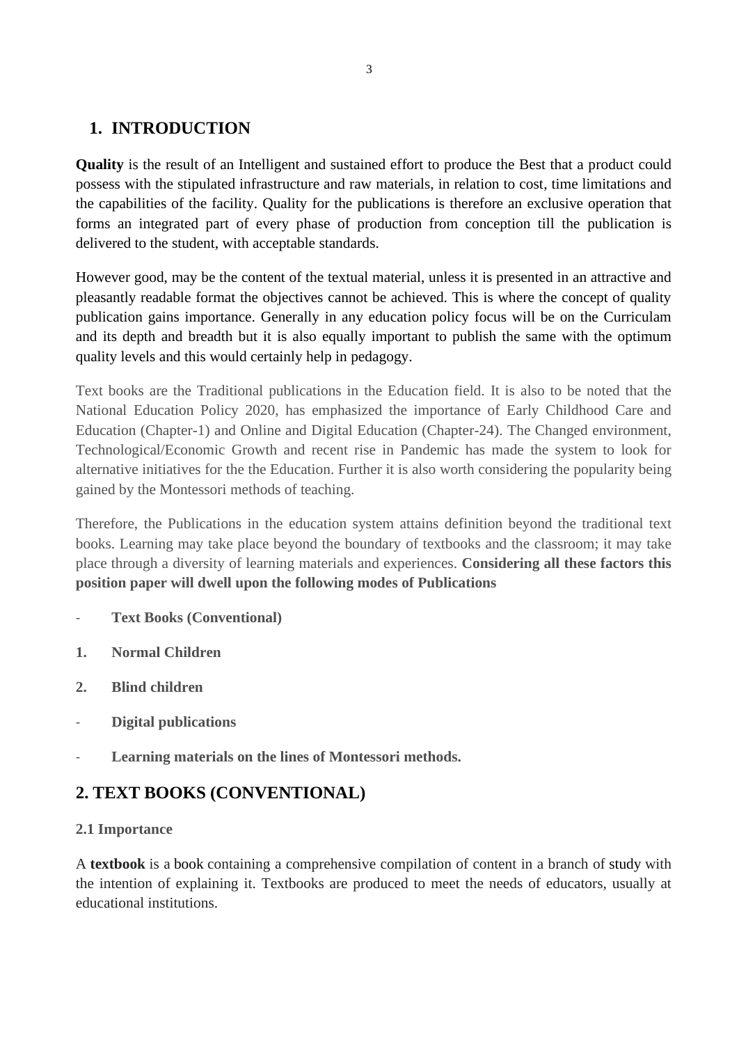## 1. INTRODUCTION

**Quality** is the result of an Intelligent and sustained effort to produce the Best that a product could possess with the stipulated infrastructure and raw materials, in relation to cost, time limitations and the capabilities of the facility. Quality for the publications is therefore an exclusive operation that forms an integrated part of every phase of production from conception till the publication is delivered to the student, with acceptable standards.

However good, may be the content of the textual material, unless it is presented in an attractive and pleasantly readable format the objectives cannot be achieved. This is where the concept of quality publication gains importance. Generally in any education policy focus will be on the Curriculam and its depth and breadth but it is also equally important to publish the same with the optimum quality levels and this would certainly help in pedagogy.

Text books are the Traditional publications in the Education field. It is also to be noted that the National Education Policy 2020, has emphasized the importance of Early Childhood Care and Education (Chapter-1) and Online and Digital Education (Chapter-24). The Changed environment, Technological/Economic Growth and recent rise in Pandemic has made the system to look for alternative initiatives for the the Education. Further it is also worth considering the popularity being gained by the Montessori methods of teaching.

Therefore, the Publications in the education system attains definition beyond the traditional text books. Learning may take place beyond the boundary of textbooks and the classroom; it may take place through a diversity of learning materials and experiences. **Considering all these factors this position paper will dwell upon the following modes of Publications**

- **Text Books (Conventional)**

1. **Normal Children**
2. **Blind children**

- **Digital publications**
- **Learning materials on the lines of Montessori methods.**

## 2. TEXT BOOKS (CONVENTIONAL)

### 2.1 Importance

A **textbook** is a book containing a comprehensive compilation of content in a branch of study with the intention of explaining it. Textbooks are produced to meet the needs of educators, usually at educational institutions.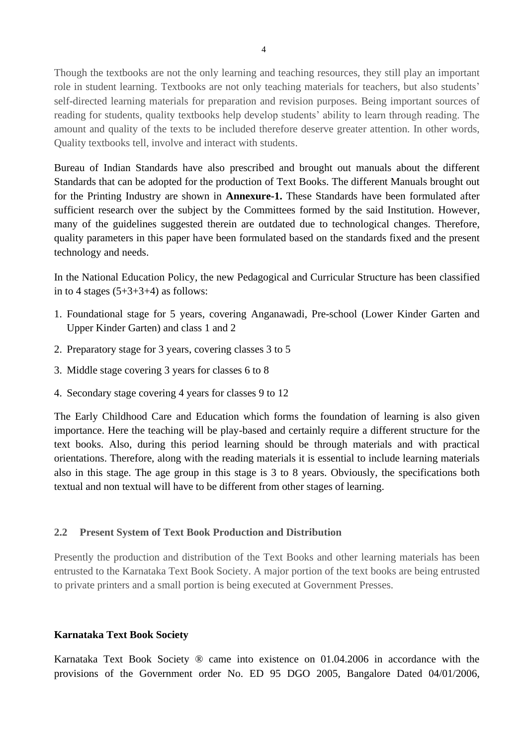Though the textbooks are not the only learning and teaching resources, they still play an important role in student learning. Textbooks are not only teaching materials for teachers, but also students' self-directed learning materials for preparation and revision purposes. Being important sources of reading for students, quality textbooks help develop students' ability to learn through reading. The amount and quality of the texts to be included therefore deserve greater attention. In other words, Quality textbooks tell, involve and interact with students.

Bureau of Indian Standards have also prescribed and brought out manuals about the different Standards that can be adopted for the production of Text Books. The different Manuals brought out for the Printing Industry are shown in **Annexure-1.** These Standards have been formulated after sufficient research over the subject by the Committees formed by the said Institution. However, many of the guidelines suggested therein are outdated due to technological changes. Therefore, quality parameters in this paper have been formulated based on the standards fixed and the present technology and needs.

In the National Education Policy, the new Pedagogical and Curricular Structure has been classified in to 4 stages (5+3+3+4) as follows:

1. Foundational stage for 5 years, covering Anganawadi, Pre-school (Lower Kinder Garten and Upper Kinder Garten) and class 1 and 2
2. Preparatory stage for 3 years, covering classes 3 to 5
3. Middle stage covering 3 years for classes 6 to 8
4. Secondary stage covering 4 years for classes 9 to 12

The Early Childhood Care and Education which forms the foundation of learning is also given importance. Here the teaching will be play-based and certainly require a different structure for the text books. Also, during this period learning should be through materials and with practical orientations. Therefore, along with the reading materials it is essential to include learning materials also in this stage. The age group in this stage is 3 to 8 years. Obviously, the specifications both textual and non textual will have to be different from other stages of learning.

### 2.2 Present System of Text Book Production and Distribution

Presently the production and distribution of the Text Books and other learning materials has been entrusted to the Karnataka Text Book Society. A major portion of the text books are being entrusted to private printers and a small portion is being executed at Government Presses.

**Karnataka Text Book Society**

Karnataka Text Book Society ® came into existence on 01.04.2006 in accordance with the provisions of the Government order No. ED 95 DGO 2005, Bangalore Dated 04/01/2006,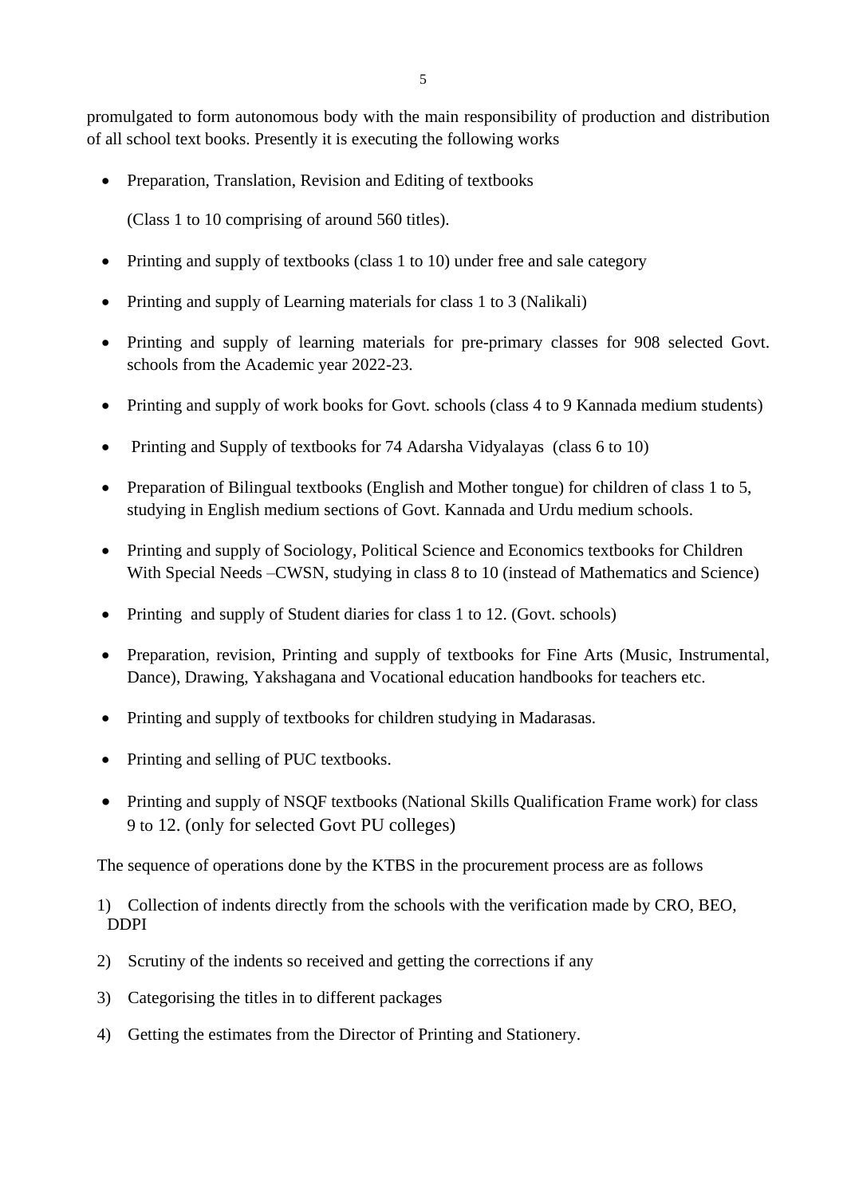promulgated to form autonomous body with the main responsibility of production and distribution of all school text books. Presently it is executing the following works

- Preparation, Translation, Revision and Editing of textbooks

  (Class 1 to 10 comprising of around 560 titles).

- Printing and supply of textbooks (class 1 to 10) under free and sale category
- Printing and supply of Learning materials for class 1 to 3 (Nalikali)
- Printing and supply of learning materials for pre-primary classes for 908 selected Govt. schools from the Academic year 2022-23.
- Printing and supply of work books for Govt. schools (class 4 to 9 Kannada medium students)
- Printing and Supply of textbooks for 74 Adarsha Vidyalayas (class 6 to 10)
- Preparation of Bilingual textbooks (English and Mother tongue) for children of class 1 to 5, studying in English medium sections of Govt. Kannada and Urdu medium schools.
- Printing and supply of Sociology, Political Science and Economics textbooks for Children With Special Needs –CWSN, studying in class 8 to 10 (instead of Mathematics and Science)
- Printing and supply of Student diaries for class 1 to 12. (Govt. schools)
- Preparation, revision, Printing and supply of textbooks for Fine Arts (Music, Instrumental, Dance), Drawing, Yakshagana and Vocational education handbooks for teachers etc.
- Printing and supply of textbooks for children studying in Madarasas.
- Printing and selling of PUC textbooks.
- Printing and supply of NSQF textbooks (National Skills Qualification Frame work) for class 9 to 12. (only for selected Govt PU colleges)

The sequence of operations done by the KTBS in the procurement process are as follows

1) Collection of indents directly from the schools with the verification made by CRO, BEO, DDPI
2) Scrutiny of the indents so received and getting the corrections if any
3) Categorising the titles in to different packages
4) Getting the estimates from the Director of Printing and Stationery.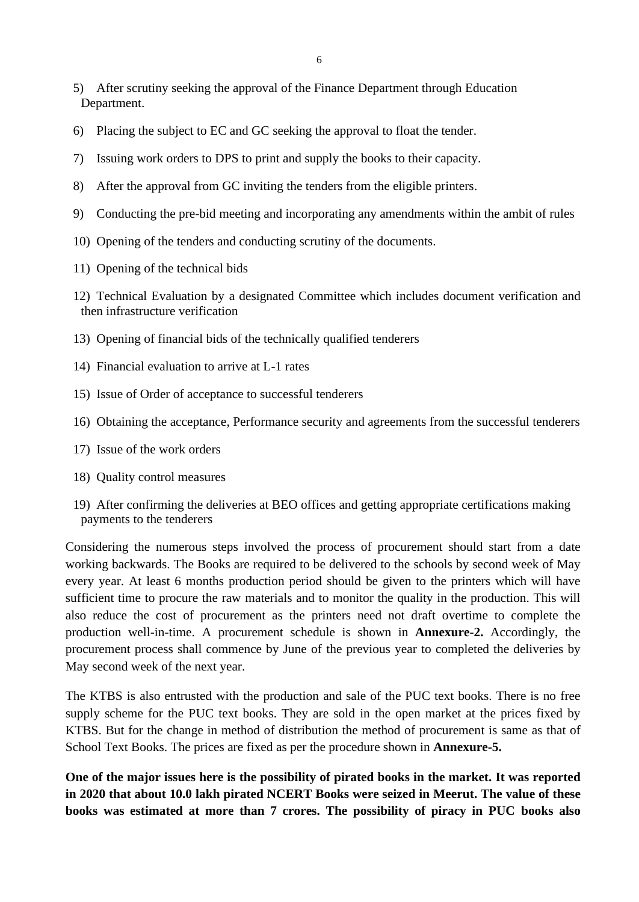5) After scrutiny seeking the approval of the Finance Department through Education Department.

6) Placing the subject to EC and GC seeking the approval to float the tender.

7) Issuing work orders to DPS to print and supply the books to their capacity.

8) After the approval from GC inviting the tenders from the eligible printers.

9) Conducting the pre-bid meeting and incorporating any amendments within the ambit of rules

10) Opening of the tenders and conducting scrutiny of the documents.

11) Opening of the technical bids

12) Technical Evaluation by a designated Committee which includes document verification and then infrastructure verification

13) Opening of financial bids of the technically qualified tenderers

14) Financial evaluation to arrive at L-1 rates

15) Issue of Order of acceptance to successful tenderers

16) Obtaining the acceptance, Performance security and agreements from the successful tenderers

17) Issue of the work orders

18) Quality control measures

19) After confirming the deliveries at BEO offices and getting appropriate certifications making payments to the tenderers

Considering the numerous steps involved the process of procurement should start from a date working backwards. The Books are required to be delivered to the schools by second week of May every year. At least 6 months production period should be given to the printers which will have sufficient time to procure the raw materials and to monitor the quality in the production. This will also reduce the cost of procurement as the printers need not draft overtime to complete the production well-in-time. A procurement schedule is shown in **Annexure-2.** Accordingly, the procurement process shall commence by June of the previous year to completed the deliveries by May second week of the next year.

The KTBS is also entrusted with the production and sale of the PUC text books. There is no free supply scheme for the PUC text books. They are sold in the open market at the prices fixed by KTBS. But for the change in method of distribution the method of procurement is same as that of School Text Books. The prices are fixed as per the procedure shown in **Annexure-5.**

**One of the major issues here is the possibility of pirated books in the market. It was reported in 2020 that about 10.0 lakh pirated NCERT Books were seized in Meerut. The value of these books was estimated at more than 7 crores. The possibility of piracy in PUC books also**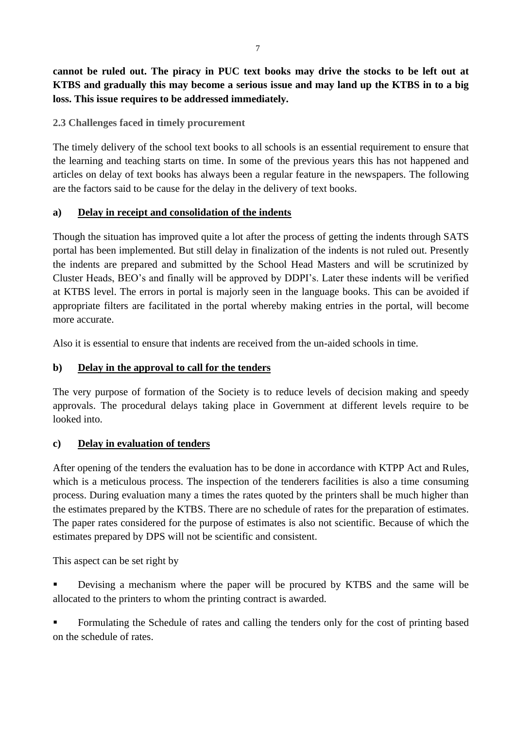**cannot be ruled out. The piracy in PUC text books may drive the stocks to be left out at KTBS and gradually this may become a serious issue and may land up the KTBS in to a big loss. This issue requires to be addressed immediately.**

### 2.3 Challenges faced in timely procurement

The timely delivery of the school text books to all schools is an essential requirement to ensure that the learning and teaching starts on time. In some of the previous years this has not happened and articles on delay of text books has always been a regular feature in the newspapers. The following are the factors said to be cause for the delay in the delivery of text books.

**a) <u>Delay in receipt and consolidation of the indents</u>**

Though the situation has improved quite a lot after the process of getting the indents through SATS portal has been implemented. But still delay in finalization of the indents is not ruled out. Presently the indents are prepared and submitted by the School Head Masters and will be scrutinized by Cluster Heads, BEO's and finally will be approved by DDPI's. Later these indents will be verified at KTBS level. The errors in portal is majorly seen in the language books. This can be avoided if appropriate filters are facilitated in the portal whereby making entries in the portal, will become more accurate.

Also it is essential to ensure that indents are received from the un-aided schools in time.

**b) <u>Delay in the approval to call for the tenders</u>**

The very purpose of formation of the Society is to reduce levels of decision making and speedy approvals. The procedural delays taking place in Government at different levels require to be looked into.

**c) <u>Delay in evaluation of tenders</u>**

After opening of the tenders the evaluation has to be done in accordance with KTPP Act and Rules, which is a meticulous process. The inspection of the tenderers facilities is also a time consuming process. During evaluation many a times the rates quoted by the printers shall be much higher than the estimates prepared by the KTBS. There are no schedule of rates for the preparation of estimates. The paper rates considered for the purpose of estimates is also not scientific. Because of which the estimates prepared by DPS will not be scientific and consistent.

This aspect can be set right by

- Devising a mechanism where the paper will be procured by KTBS and the same will be allocated to the printers to whom the printing contract is awarded.
- Formulating the Schedule of rates and calling the tenders only for the cost of printing based on the schedule of rates.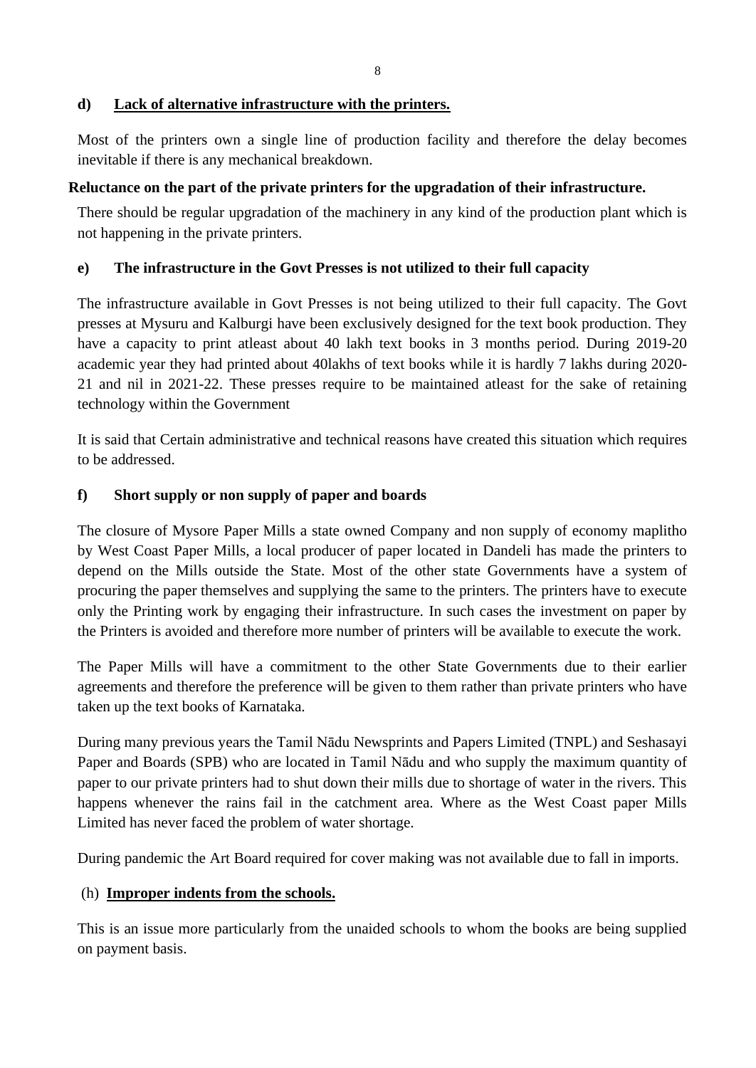**d) <u>Lack of alternative infrastructure with the printers.</u>**

Most of the printers own a single line of production facility and therefore the delay becomes inevitable if there is any mechanical breakdown.

**Reluctance on the part of the private printers for the upgradation of their infrastructure.**

There should be regular upgradation of the machinery in any kind of the production plant which is not happening in the private printers.

**e) The infrastructure in the Govt Presses is not utilized to their full capacity**

The infrastructure available in Govt Presses is not being utilized to their full capacity. The Govt presses at Mysuru and Kalburgi have been exclusively designed for the text book production. They have a capacity to print atleast about 40 lakh text books in 3 months period. During 2019-20 academic year they had printed about 40lakhs of text books while it is hardly 7 lakhs during 2020-21 and nil in 2021-22. These presses require to be maintained atleast for the sake of retaining technology within the Government

It is said that Certain administrative and technical reasons have created this situation which requires to be addressed.

**f) Short supply or non supply of paper and boards**

The closure of Mysore Paper Mills a state owned Company and non supply of economy maplitho by West Coast Paper Mills, a local producer of paper located in Dandeli has made the printers to depend on the Mills outside the State. Most of the other state Governments have a system of procuring the paper themselves and supplying the same to the printers. The printers have to execute only the Printing work by engaging their infrastructure. In such cases the investment on paper by the Printers is avoided and therefore more number of printers will be available to execute the work.

The Paper Mills will have a commitment to the other State Governments due to their earlier agreements and therefore the preference will be given to them rather than private printers who have taken up the text books of Karnataka.

During many previous years the Tamil Nādu Newsprints and Papers Limited (TNPL) and Seshasayi Paper and Boards (SPB) who are located in Tamil Nādu and who supply the maximum quantity of paper to our private printers had to shut down their mills due to shortage of water in the rivers. This happens whenever the rains fail in the catchment area. Where as the West Coast paper Mills Limited has never faced the problem of water shortage.

During pandemic the Art Board required for cover making was not available due to fall in imports.

(h) **<u>Improper indents from the schools.</u>**

This is an issue more particularly from the unaided schools to whom the books are being supplied on payment basis.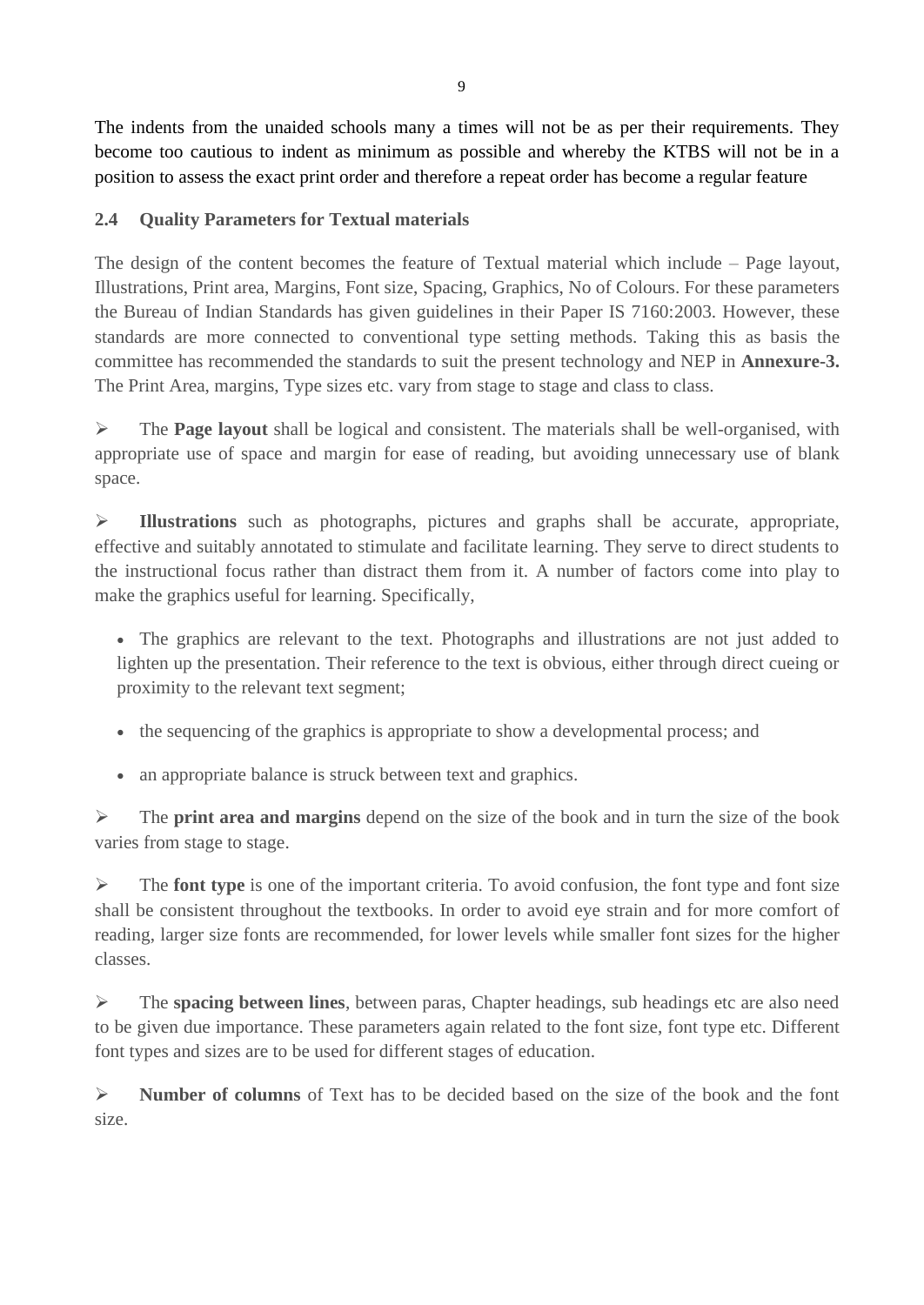The indents from the unaided schools many a times will not be as per their requirements. They become too cautious to indent as minimum as possible and whereby the KTBS will not be in a position to assess the exact print order and therefore a repeat order has become a regular feature

### 2.4 Quality Parameters for Textual materials

The design of the content becomes the feature of Textual material which include – Page layout, Illustrations, Print area, Margins, Font size, Spacing, Graphics, No of Colours. For these parameters the Bureau of Indian Standards has given guidelines in their Paper IS 7160:2003. However, these standards are more connected to conventional type setting methods. Taking this as basis the committee has recommended the standards to suit the present technology and NEP in **Annexure-3.** The Print Area, margins, Type sizes etc. vary from stage to stage and class to class.

➢ The **Page layout** shall be logical and consistent. The materials shall be well-organised, with appropriate use of space and margin for ease of reading, but avoiding unnecessary use of blank space.

➢ **Illustrations** such as photographs, pictures and graphs shall be accurate, appropriate, effective and suitably annotated to stimulate and facilitate learning. They serve to direct students to the instructional focus rather than distract them from it. A number of factors come into play to make the graphics useful for learning. Specifically,

- The graphics are relevant to the text. Photographs and illustrations are not just added to lighten up the presentation. Their reference to the text is obvious, either through direct cueing or proximity to the relevant text segment;
- the sequencing of the graphics is appropriate to show a developmental process; and
- an appropriate balance is struck between text and graphics.

➢ The **print area and margins** depend on the size of the book and in turn the size of the book varies from stage to stage.

➢ The **font type** is one of the important criteria. To avoid confusion, the font type and font size shall be consistent throughout the textbooks. In order to avoid eye strain and for more comfort of reading, larger size fonts are recommended, for lower levels while smaller font sizes for the higher classes.

➢ The **spacing between lines**, between paras, Chapter headings, sub headings etc are also need to be given due importance. These parameters again related to the font size, font type etc. Different font types and sizes are to be used for different stages of education.

➢ **Number of columns** of Text has to be decided based on the size of the book and the font size.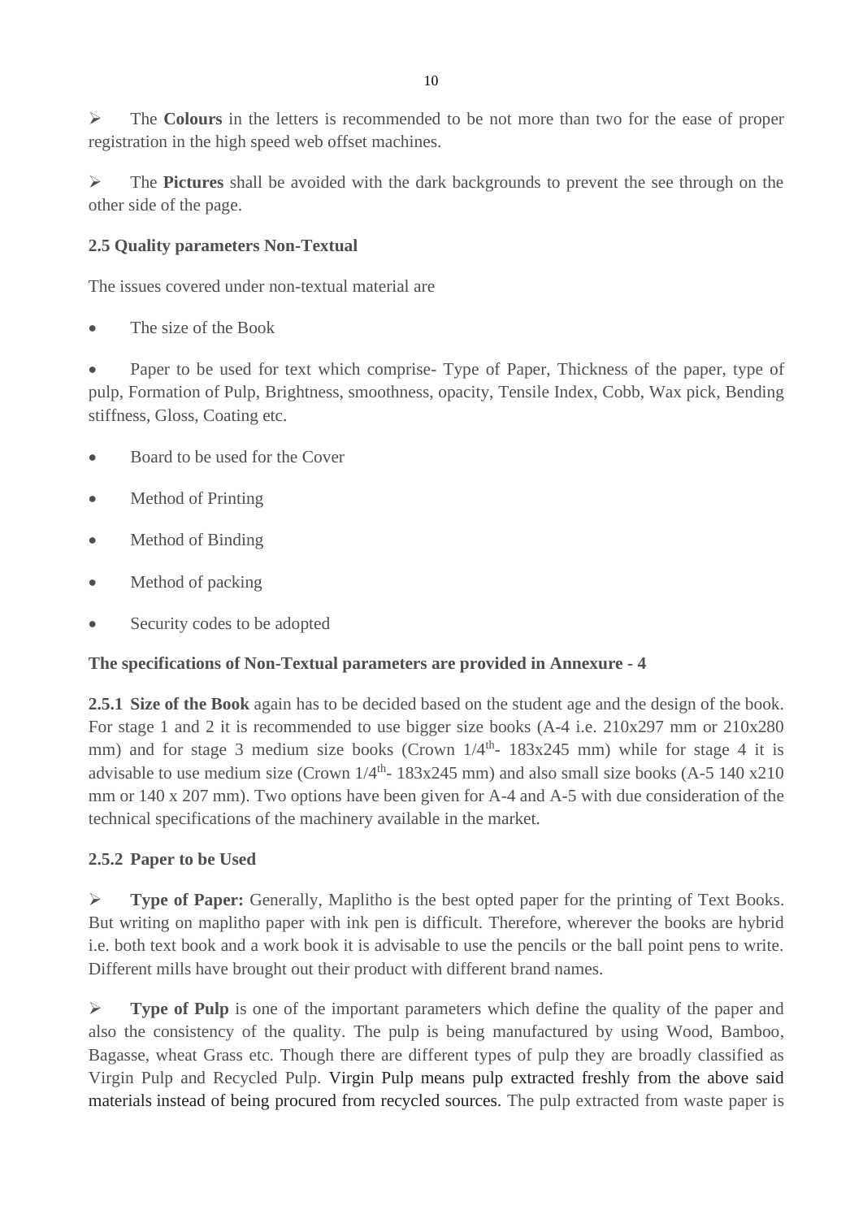- The **Colours** in the letters is recommended to be not more than two for the ease of proper registration in the high speed web offset machines.

- The **Pictures** shall be avoided with the dark backgrounds to prevent the see through on the other side of the page.

### 2.5 Quality parameters Non-Textual

The issues covered under non-textual material are

- The size of the Book
- Paper to be used for text which comprise- Type of Paper, Thickness of the paper, type of pulp, Formation of Pulp, Brightness, smoothness, opacity, Tensile Index, Cobb, Wax pick, Bending stiffness, Gloss, Coating etc.
- Board to be used for the Cover
- Method of Printing
- Method of Binding
- Method of packing
- Security codes to be adopted

**The specifications of Non-Textual parameters are provided in Annexure - 4**

**2.5.1 Size of the Book** again has to be decided based on the student age and the design of the book. For stage 1 and 2 it is recommended to use bigger size books (A-4 i.e. 210x297 mm or 210x280 mm) and for stage 3 medium size books (Crown 1/4$^{th}$- 183x245 mm) while for stage 4 it is advisable to use medium size (Crown 1/4$^{th}$- 183x245 mm) and also small size books (A-5 140 x210 mm or 140 x 207 mm). Two options have been given for A-4 and A-5 with due consideration of the technical specifications of the machinery available in the market.

**2.5.2 Paper to be Used**

- **Type of Paper:** Generally, Maplitho is the best opted paper for the printing of Text Books. But writing on maplitho paper with ink pen is difficult. Therefore, wherever the books are hybrid i.e. both text book and a work book it is advisable to use the pencils or the ball point pens to write. Different mills have brought out their product with different brand names.

- **Type of Pulp** is one of the important parameters which define the quality of the paper and also the consistency of the quality. The pulp is being manufactured by using Wood, Bamboo, Bagasse, wheat Grass etc. Though there are different types of pulp they are broadly classified as Virgin Pulp and Recycled Pulp. Virgin Pulp means pulp extracted freshly from the above said materials instead of being procured from recycled sources. The pulp extracted from waste paper is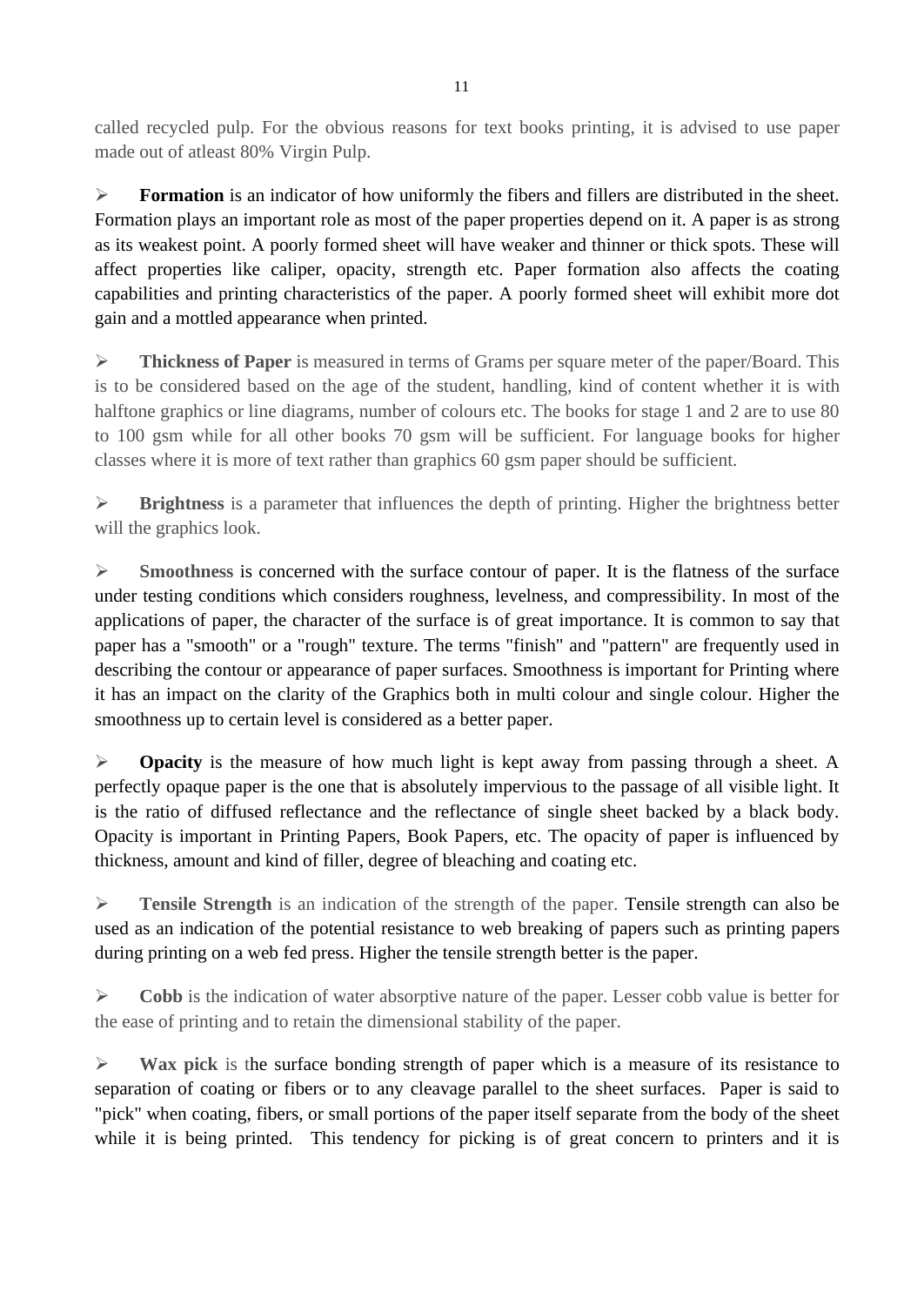called recycled pulp. For the obvious reasons for text books printing, it is advised to use paper made out of atleast 80% Virgin Pulp.

- **Formation** is an indicator of how uniformly the fibers and fillers are distributed in the sheet. Formation plays an important role as most of the paper properties depend on it. A paper is as strong as its weakest point. A poorly formed sheet will have weaker and thinner or thick spots. These will affect properties like caliper, opacity, strength etc. Paper formation also affects the coating capabilities and printing characteristics of the paper. A poorly formed sheet will exhibit more dot gain and a mottled appearance when printed.

- **Thickness of Paper** is measured in terms of Grams per square meter of the paper/Board. This is to be considered based on the age of the student, handling, kind of content whether it is with halftone graphics or line diagrams, number of colours etc. The books for stage 1 and 2 are to use 80 to 100 gsm while for all other books 70 gsm will be sufficient. For language books for higher classes where it is more of text rather than graphics 60 gsm paper should be sufficient.

- **Brightness** is a parameter that influences the depth of printing. Higher the brightness better will the graphics look.

- **Smoothness** is concerned with the surface contour of paper. It is the flatness of the surface under testing conditions which considers roughness, levelness, and compressibility. In most of the applications of paper, the character of the surface is of great importance. It is common to say that paper has a "smooth" or a "rough" texture. The terms "finish" and "pattern" are frequently used in describing the contour or appearance of paper surfaces. Smoothness is important for Printing where it has an impact on the clarity of the Graphics both in multi colour and single colour. Higher the smoothness up to certain level is considered as a better paper.

- **Opacity** is the measure of how much light is kept away from passing through a sheet. A perfectly opaque paper is the one that is absolutely impervious to the passage of all visible light. It is the ratio of diffused reflectance and the reflectance of single sheet backed by a black body. Opacity is important in Printing Papers, Book Papers, etc. The opacity of paper is influenced by thickness, amount and kind of filler, degree of bleaching and coating etc.

- **Tensile Strength** is an indication of the strength of the paper. Tensile strength can also be used as an indication of the potential resistance to web breaking of papers such as printing papers during printing on a web fed press. Higher the tensile strength better is the paper.

- **Cobb** is the indication of water absorptive nature of the paper. Lesser cobb value is better for the ease of printing and to retain the dimensional stability of the paper.

- **Wax pick** is the surface bonding strength of paper which is a measure of its resistance to separation of coating or fibers or to any cleavage parallel to the sheet surfaces. Paper is said to "pick" when coating, fibers, or small portions of the paper itself separate from the body of the sheet while it is being printed. This tendency for picking is of great concern to printers and it is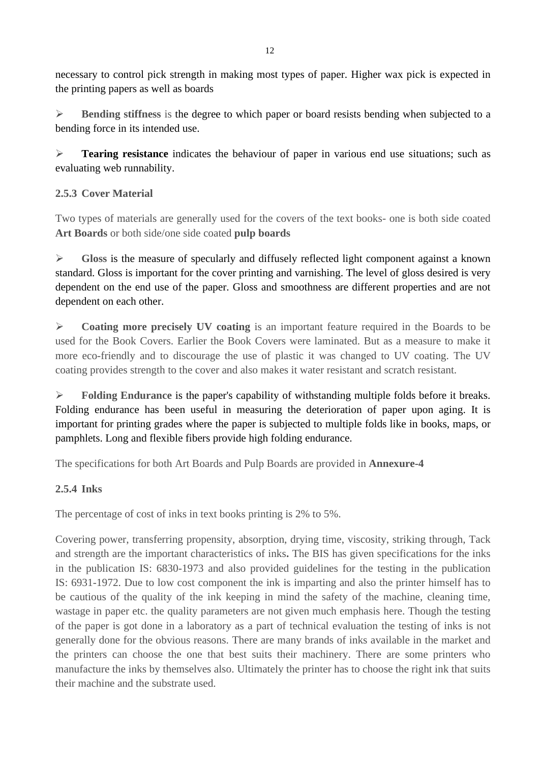necessary to control pick strength in making most types of paper. Higher wax pick is expected in the printing papers as well as boards

- **Bending stiffness** is the degree to which paper or board resists bending when subjected to a bending force in its intended use.

- **Tearing resistance** indicates the behaviour of paper in various end use situations; such as evaluating web runnability.

### 2.5.3 Cover Material

Two types of materials are generally used for the covers of the text books- one is both side coated **Art Boards** or both side/one side coated **pulp boards**

- **Gloss** is the measure of specularly and diffusely reflected light component against a known standard. Gloss is important for the cover printing and varnishing. The level of gloss desired is very dependent on the end use of the paper. Gloss and smoothness are different properties and are not dependent on each other.

- **Coating more precisely UV coating** is an important feature required in the Boards to be used for the Book Covers. Earlier the Book Covers were laminated. But as a measure to make it more eco-friendly and to discourage the use of plastic it was changed to UV coating. The UV coating provides strength to the cover and also makes it water resistant and scratch resistant.

- **Folding Endurance** is the paper's capability of withstanding multiple folds before it breaks. Folding endurance has been useful in measuring the deterioration of paper upon aging. It is important for printing grades where the paper is subjected to multiple folds like in books, maps, or pamphlets. Long and flexible fibers provide high folding endurance.

The specifications for both Art Boards and Pulp Boards are provided in **Annexure-4**

### 2.5.4 Inks

The percentage of cost of inks in text books printing is 2% to 5%.

Covering power, transferring propensity, absorption, drying time, viscosity, striking through, Tack and strength are the important characteristics of inks**.** The BIS has given specifications for the inks in the publication IS: 6830-1973 and also provided guidelines for the testing in the publication IS: 6931-1972. Due to low cost component the ink is imparting and also the printer himself has to be cautious of the quality of the ink keeping in mind the safety of the machine, cleaning time, wastage in paper etc. the quality parameters are not given much emphasis here. Though the testing of the paper is got done in a laboratory as a part of technical evaluation the testing of inks is not generally done for the obvious reasons. There are many brands of inks available in the market and the printers can choose the one that best suits their machinery. There are some printers who manufacture the inks by themselves also. Ultimately the printer has to choose the right ink that suits their machine and the substrate used.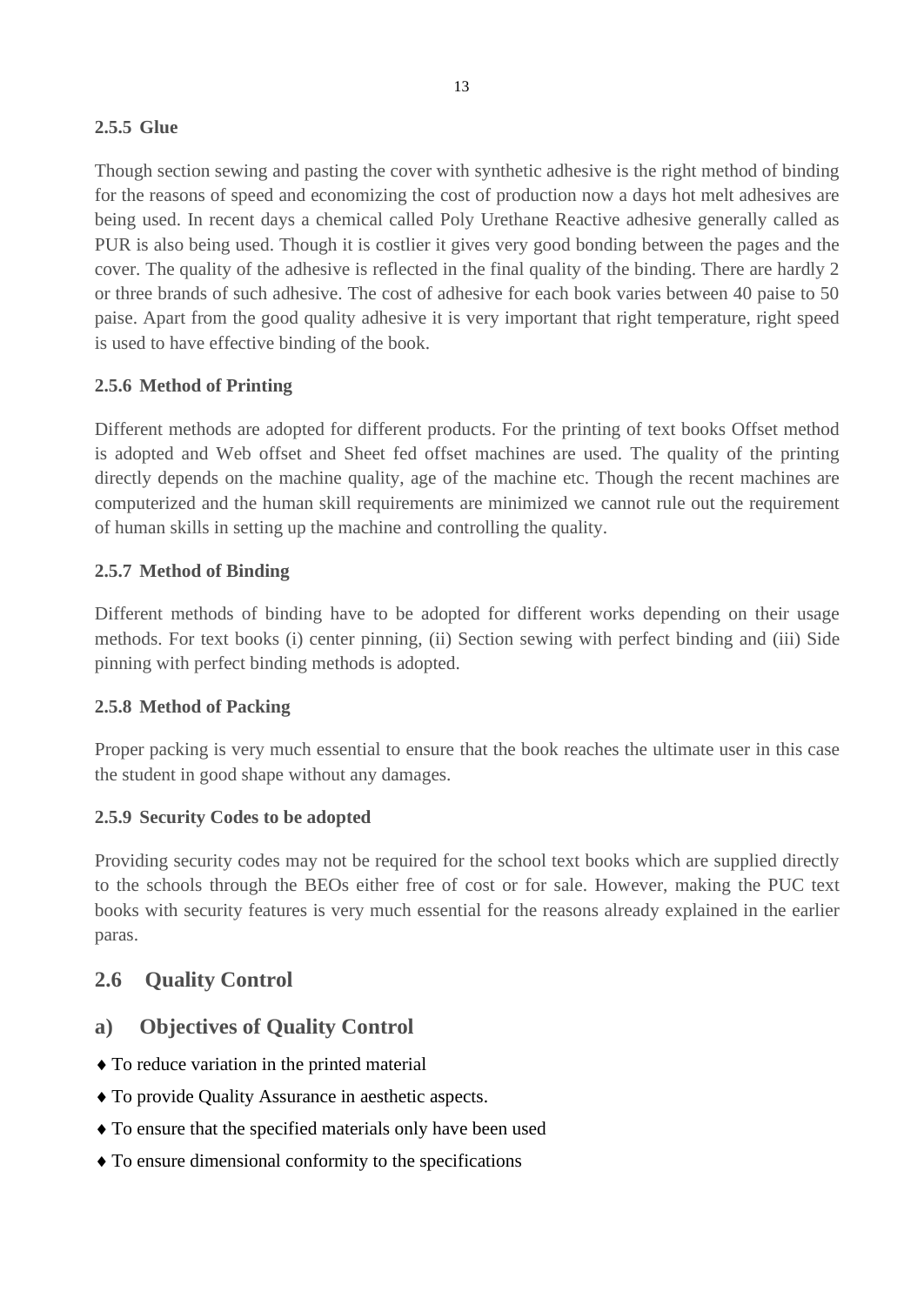### 2.5.5 Glue

Though section sewing and pasting the cover with synthetic adhesive is the right method of binding for the reasons of speed and economizing the cost of production now a days hot melt adhesives are being used. In recent days a chemical called Poly Urethane Reactive adhesive generally called as PUR is also being used. Though it is costlier it gives very good bonding between the pages and the cover. The quality of the adhesive is reflected in the final quality of the binding. There are hardly 2 or three brands of such adhesive. The cost of adhesive for each book varies between 40 paise to 50 paise. Apart from the good quality adhesive it is very important that right temperature, right speed is used to have effective binding of the book.

### 2.5.6 Method of Printing

Different methods are adopted for different products. For the printing of text books Offset method is adopted and Web offset and Sheet fed offset machines are used. The quality of the printing directly depends on the machine quality, age of the machine etc. Though the recent machines are computerized and the human skill requirements are minimized we cannot rule out the requirement of human skills in setting up the machine and controlling the quality.

### 2.5.7 Method of Binding

Different methods of binding have to be adopted for different works depending on their usage methods. For text books (i) center pinning, (ii) Section sewing with perfect binding and (iii) Side pinning with perfect binding methods is adopted.

### 2.5.8 Method of Packing

Proper packing is very much essential to ensure that the book reaches the ultimate user in this case the student in good shape without any damages.

### 2.5.9 Security Codes to be adopted

Providing security codes may not be required for the school text books which are supplied directly to the schools through the BEOs either free of cost or for sale. However, making the PUC text books with security features is very much essential for the reasons already explained in the earlier paras.

## 2.6 Quality Control

## a) Objectives of Quality Control

- ♦ To reduce variation in the printed material
- ♦ To provide Quality Assurance in aesthetic aspects.
- ♦ To ensure that the specified materials only have been used
- ♦ To ensure dimensional conformity to the specifications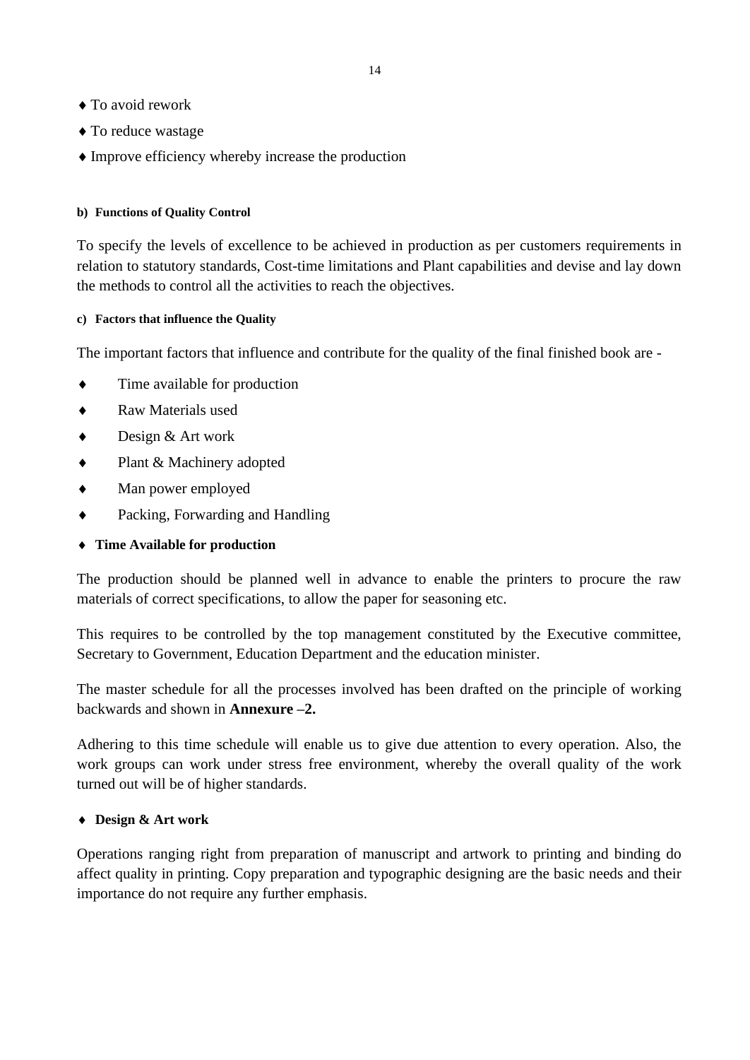- ♦ To avoid rework
- ♦ To reduce wastage
- ♦ Improve efficiency whereby increase the production

#### b) Functions of Quality Control

To specify the levels of excellence to be achieved in production as per customers requirements in relation to statutory standards, Cost-time limitations and Plant capabilities and devise and lay down the methods to control all the activities to reach the objectives.

#### c) Factors that influence the Quality

The important factors that influence and contribute for the quality of the final finished book are -

- ♦ Time available for production
- ♦ Raw Materials used
- ♦ Design & Art work
- ♦ Plant & Machinery adopted
- ♦ Man power employed
- ♦ Packing, Forwarding and Handling

**♦ Time Available for production**

The production should be planned well in advance to enable the printers to procure the raw materials of correct specifications, to allow the paper for seasoning etc.

This requires to be controlled by the top management constituted by the Executive committee, Secretary to Government, Education Department and the education minister.

The master schedule for all the processes involved has been drafted on the principle of working backwards and shown in **Annexure –2.**

Adhering to this time schedule will enable us to give due attention to every operation. Also, the work groups can work under stress free environment, whereby the overall quality of the work turned out will be of higher standards.

**♦ Design & Art work**

Operations ranging right from preparation of manuscript and artwork to printing and binding do affect quality in printing. Copy preparation and typographic designing are the basic needs and their importance do not require any further emphasis.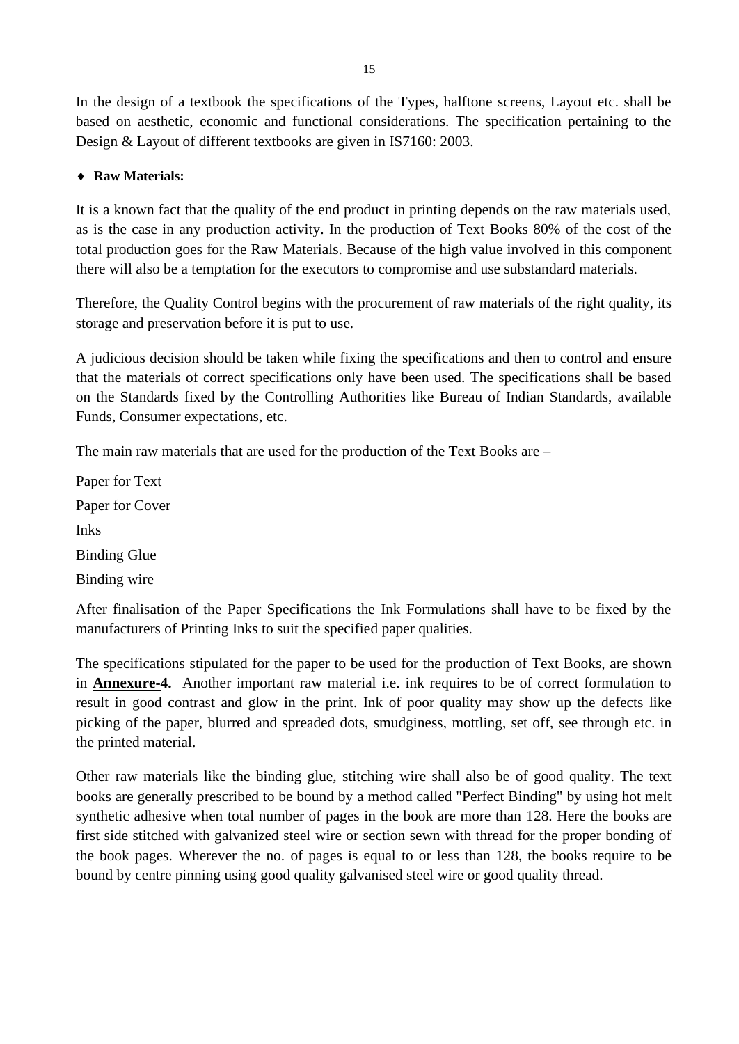In the design of a textbook the specifications of the Types, halftone screens, Layout etc. shall be based on aesthetic, economic and functional considerations. The specification pertaining to the Design & Layout of different textbooks are given in IS7160: 2003.

- **Raw Materials:**

It is a known fact that the quality of the end product in printing depends on the raw materials used, as is the case in any production activity. In the production of Text Books 80% of the cost of the total production goes for the Raw Materials. Because of the high value involved in this component there will also be a temptation for the executors to compromise and use substandard materials.

Therefore, the Quality Control begins with the procurement of raw materials of the right quality, its storage and preservation before it is put to use.

A judicious decision should be taken while fixing the specifications and then to control and ensure that the materials of correct specifications only have been used. The specifications shall be based on the Standards fixed by the Controlling Authorities like Bureau of Indian Standards, available Funds, Consumer expectations, etc.

The main raw materials that are used for the production of the Text Books are –

Paper for Text

Paper for Cover

Inks

Binding Glue

Binding wire

After finalisation of the Paper Specifications the Ink Formulations shall have to be fixed by the manufacturers of Printing Inks to suit the specified paper qualities.

The specifications stipulated for the paper to be used for the production of Text Books, are shown in **Annexure-4.** Another important raw material i.e. ink requires to be of correct formulation to result in good contrast and glow in the print. Ink of poor quality may show up the defects like picking of the paper, blurred and spreaded dots, smudginess, mottling, set off, see through etc. in the printed material.

Other raw materials like the binding glue, stitching wire shall also be of good quality. The text books are generally prescribed to be bound by a method called "Perfect Binding" by using hot melt synthetic adhesive when total number of pages in the book are more than 128. Here the books are first side stitched with galvanized steel wire or section sewn with thread for the proper bonding of the book pages. Wherever the no. of pages is equal to or less than 128, the books require to be bound by centre pinning using good quality galvanised steel wire or good quality thread.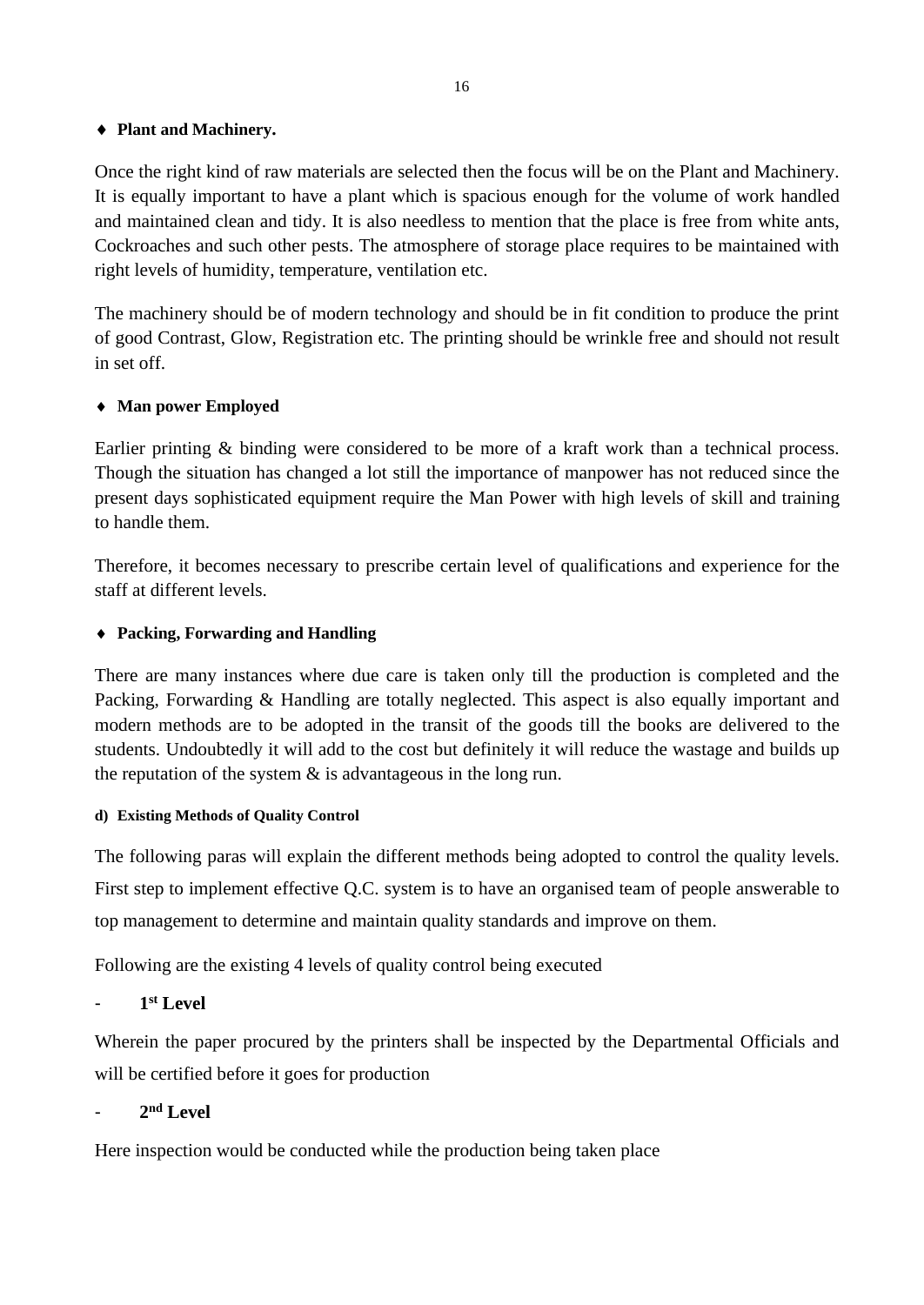♦ **Plant and Machinery.**

Once the right kind of raw materials are selected then the focus will be on the Plant and Machinery. It is equally important to have a plant which is spacious enough for the volume of work handled and maintained clean and tidy. It is also needless to mention that the place is free from white ants, Cockroaches and such other pests. The atmosphere of storage place requires to be maintained with right levels of humidity, temperature, ventilation etc.

The machinery should be of modern technology and should be in fit condition to produce the print of good Contrast, Glow, Registration etc. The printing should be wrinkle free and should not result in set off.

♦ **Man power Employed**

Earlier printing & binding were considered to be more of a kraft work than a technical process. Though the situation has changed a lot still the importance of manpower has not reduced since the present days sophisticated equipment require the Man Power with high levels of skill and training to handle them.

Therefore, it becomes necessary to prescribe certain level of qualifications and experience for the staff at different levels.

♦ **Packing, Forwarding and Handling**

There are many instances where due care is taken only till the production is completed and the Packing, Forwarding & Handling are totally neglected. This aspect is also equally important and modern methods are to be adopted in the transit of the goods till the books are delivered to the students. Undoubtedly it will add to the cost but definitely it will reduce the wastage and builds up the reputation of the system & is advantageous in the long run.

#### d) Existing Methods of Quality Control

The following paras will explain the different methods being adopted to control the quality levels. First step to implement effective Q.C. system is to have an organised team of people answerable to top management to determine and maintain quality standards and improve on them.

Following are the existing 4 levels of quality control being executed

- **1st Level**

Wherein the paper procured by the printers shall be inspected by the Departmental Officials and will be certified before it goes for production

- **2nd Level**

Here inspection would be conducted while the production being taken place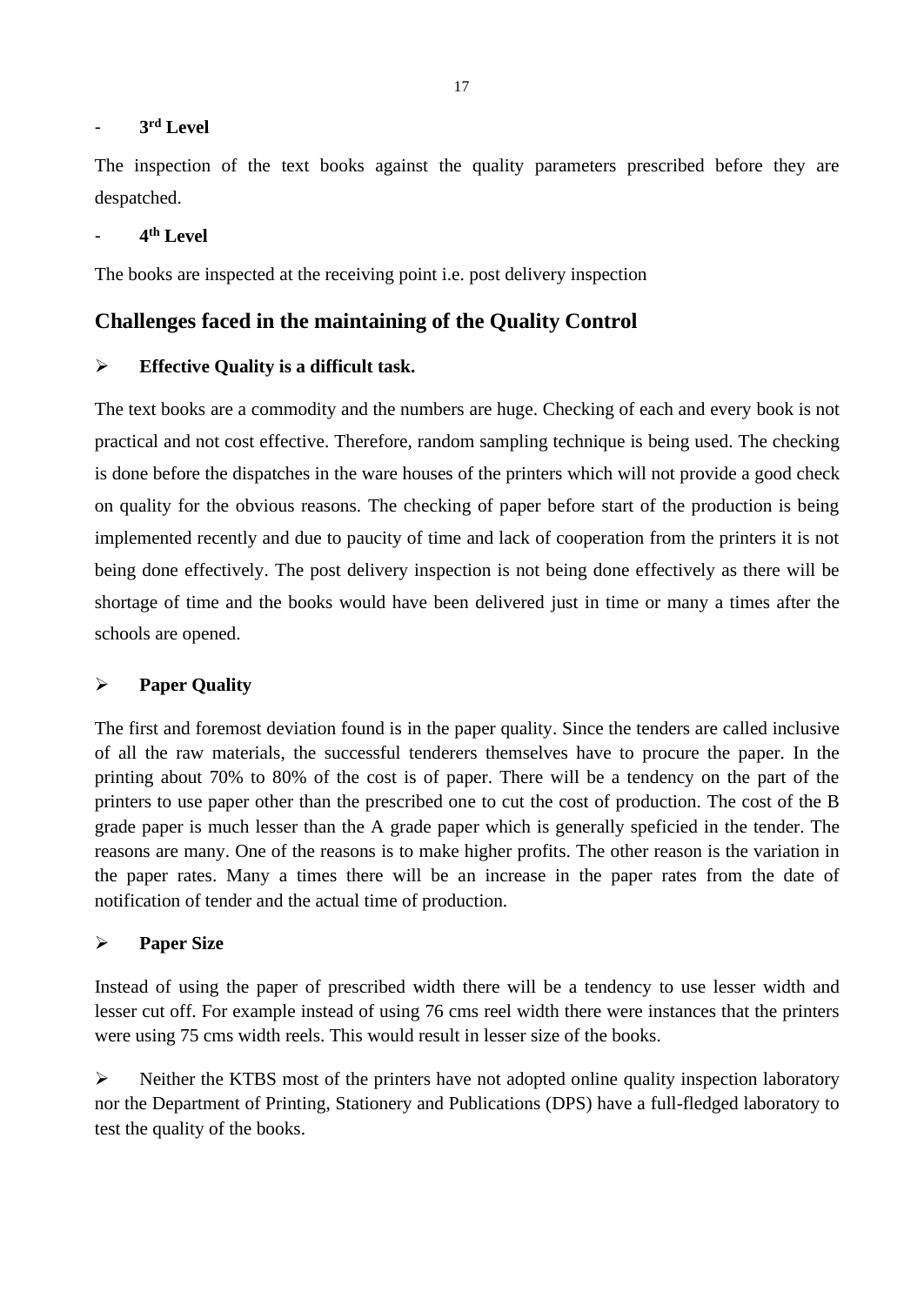- **3rd Level**

The inspection of the text books against the quality parameters prescribed before they are despatched.

- **4th Level**

The books are inspected at the receiving point i.e. post delivery inspection

## Challenges faced in the maintaining of the Quality Control

➢ **Effective Quality is a difficult task.**

The text books are a commodity and the numbers are huge. Checking of each and every book is not practical and not cost effective. Therefore, random sampling technique is being used. The checking is done before the dispatches in the ware houses of the printers which will not provide a good check on quality for the obvious reasons. The checking of paper before start of the production is being implemented recently and due to paucity of time and lack of cooperation from the printers it is not being done effectively. The post delivery inspection is not being done effectively as there will be shortage of time and the books would have been delivered just in time or many a times after the schools are opened.

➢ **Paper Quality**

The first and foremost deviation found is in the paper quality. Since the tenders are called inclusive of all the raw materials, the successful tenderers themselves have to procure the paper. In the printing about 70% to 80% of the cost is of paper. There will be a tendency on the part of the printers to use paper other than the prescribed one to cut the cost of production. The cost of the B grade paper is much lesser than the A grade paper which is generally speficied in the tender. The reasons are many. One of the reasons is to make higher profits. The other reason is the variation in the paper rates. Many a times there will be an increase in the paper rates from the date of notification of tender and the actual time of production.

➢ **Paper Size**

Instead of using the paper of prescribed width there will be a tendency to use lesser width and lesser cut off. For example instead of using 76 cms reel width there were instances that the printers were using 75 cms width reels. This would result in lesser size of the books.

➢ Neither the KTBS most of the printers have not adopted online quality inspection laboratory nor the Department of Printing, Stationery and Publications (DPS) have a full-fledged laboratory to test the quality of the books.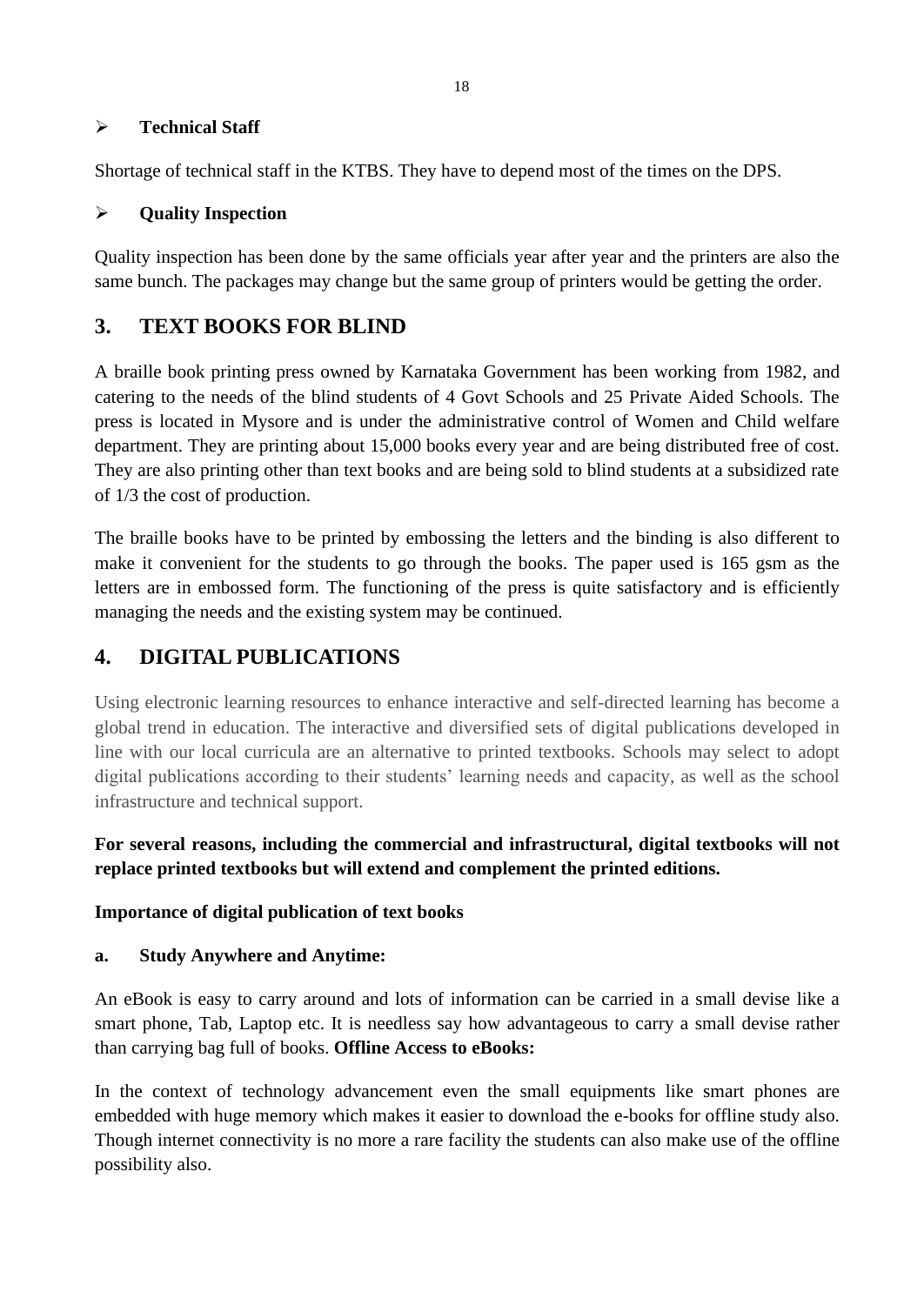- **Technical Staff**

Shortage of technical staff in the KTBS. They have to depend most of the times on the DPS.

- **Quality Inspection**

Quality inspection has been done by the same officials year after year and the printers are also the same bunch. The packages may change but the same group of printers would be getting the order.

## 3. TEXT BOOKS FOR BLIND

A braille book printing press owned by Karnataka Government has been working from 1982, and catering to the needs of the blind students of 4 Govt Schools and 25 Private Aided Schools. The press is located in Mysore and is under the administrative control of Women and Child welfare department. They are printing about 15,000 books every year and are being distributed free of cost. They are also printing other than text books and are being sold to blind students at a subsidized rate of 1/3 the cost of production.

The braille books have to be printed by embossing the letters and the binding is also different to make it convenient for the students to go through the books. The paper used is 165 gsm as the letters are in embossed form. The functioning of the press is quite satisfactory and is efficiently managing the needs and the existing system may be continued.

## 4. DIGITAL PUBLICATIONS

Using electronic learning resources to enhance interactive and self-directed learning has become a global trend in education. The interactive and diversified sets of digital publications developed in line with our local curricula are an alternative to printed textbooks. Schools may select to adopt digital publications according to their students' learning needs and capacity, as well as the school infrastructure and technical support.

**For several reasons, including the commercial and infrastructural, digital textbooks will not replace printed textbooks but will extend and complement the printed editions.**

**Importance of digital publication of text books**

**a. Study Anywhere and Anytime:**

An eBook is easy to carry around and lots of information can be carried in a small devise like a smart phone, Tab, Laptop etc. It is needless say how advantageous to carry a small devise rather than carrying bag full of books. **Offline Access to eBooks:**

In the context of technology advancement even the small equipments like smart phones are embedded with huge memory which makes it easier to download the e-books for offline study also. Though internet connectivity is no more a rare facility the students can also make use of the offline possibility also.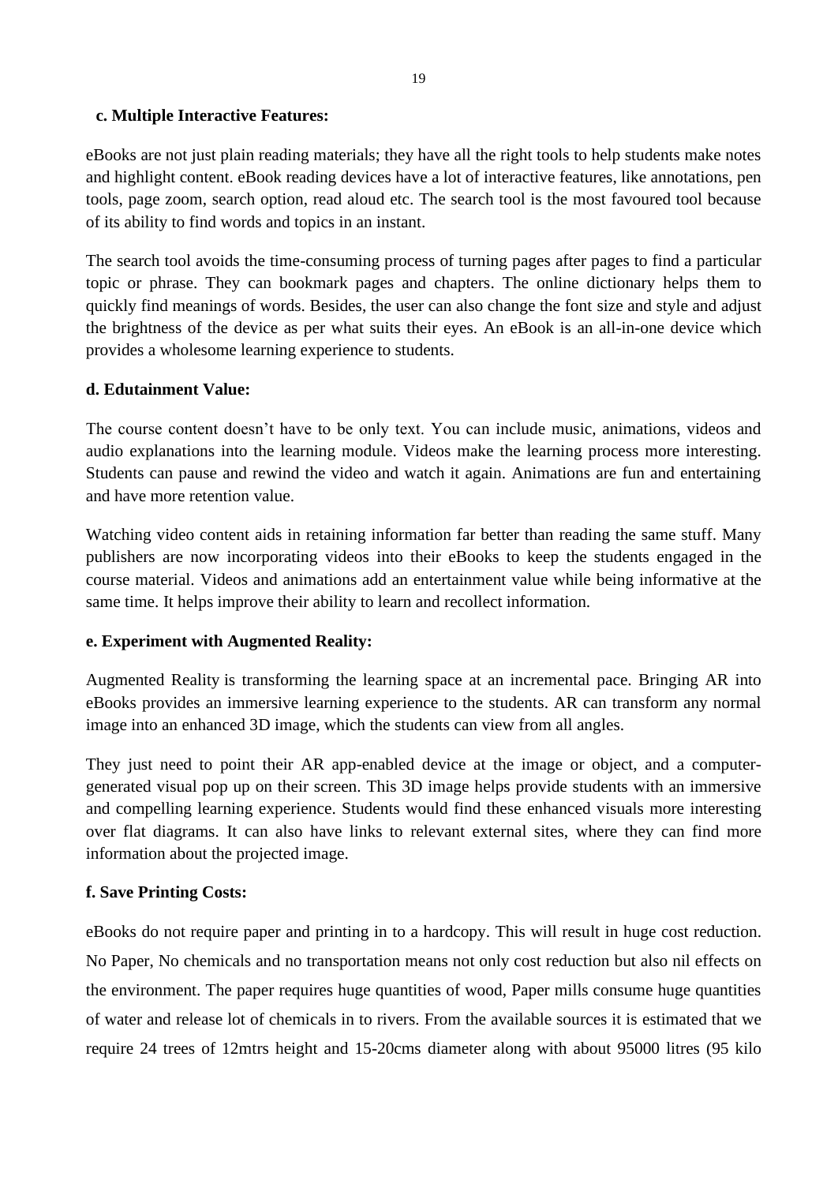**c. Multiple Interactive Features:**

eBooks are not just plain reading materials; they have all the right tools to help students make notes and highlight content. eBook reading devices have a lot of interactive features, like annotations, pen tools, page zoom, search option, read aloud etc. The search tool is the most favoured tool because of its ability to find words and topics in an instant.

The search tool avoids the time-consuming process of turning pages after pages to find a particular topic or phrase. They can bookmark pages and chapters. The online dictionary helps them to quickly find meanings of words. Besides, the user can also change the font size and style and adjust the brightness of the device as per what suits their eyes. An eBook is an all-in-one device which provides a wholesome learning experience to students.

**d. Edutainment Value:**

The course content doesn't have to be only text. You can include music, animations, videos and audio explanations into the learning module. Videos make the learning process more interesting. Students can pause and rewind the video and watch it again. Animations are fun and entertaining and have more retention value.

Watching video content aids in retaining information far better than reading the same stuff. Many publishers are now incorporating videos into their eBooks to keep the students engaged in the course material. Videos and animations add an entertainment value while being informative at the same time. It helps improve their ability to learn and recollect information.

**e. Experiment with Augmented Reality:**

Augmented Reality is transforming the learning space at an incremental pace. Bringing AR into eBooks provides an immersive learning experience to the students. AR can transform any normal image into an enhanced 3D image, which the students can view from all angles.

They just need to point their AR app-enabled device at the image or object, and a computer-generated visual pop up on their screen. This 3D image helps provide students with an immersive and compelling learning experience. Students would find these enhanced visuals more interesting over flat diagrams. It can also have links to relevant external sites, where they can find more information about the projected image.

**f. Save Printing Costs:**

eBooks do not require paper and printing in to a hardcopy. This will result in huge cost reduction. No Paper, No chemicals and no transportation means not only cost reduction but also nil effects on the environment. The paper requires huge quantities of wood, Paper mills consume huge quantities of water and release lot of chemicals in to rivers. From the available sources it is estimated that we require 24 trees of 12mtrs height and 15-20cms diameter along with about 95000 litres (95 kilo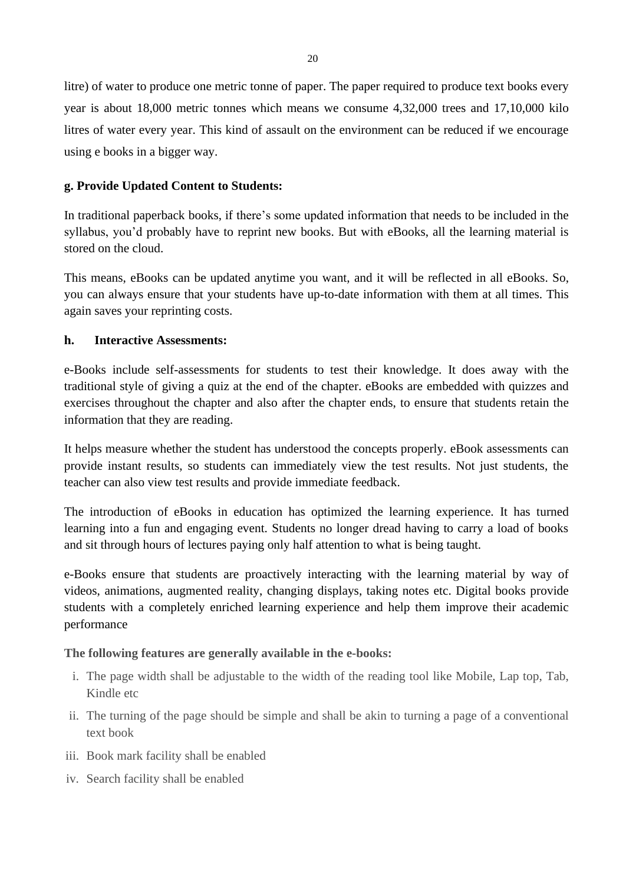litre) of water to produce one metric tonne of paper. The paper required to produce text books every year is about 18,000 metric tonnes which means we consume 4,32,000 trees and 17,10,000 kilo litres of water every year. This kind of assault on the environment can be reduced if we encourage using e books in a bigger way.

**g. Provide Updated Content to Students:**

In traditional paperback books, if there's some updated information that needs to be included in the syllabus, you'd probably have to reprint new books. But with eBooks, all the learning material is stored on the cloud.

This means, eBooks can be updated anytime you want, and it will be reflected in all eBooks. So, you can always ensure that your students have up-to-date information with them at all times. This again saves your reprinting costs.

**h. Interactive Assessments:**

e-Books include self-assessments for students to test their knowledge. It does away with the traditional style of giving a quiz at the end of the chapter. eBooks are embedded with quizzes and exercises throughout the chapter and also after the chapter ends, to ensure that students retain the information that they are reading.

It helps measure whether the student has understood the concepts properly. eBook assessments can provide instant results, so students can immediately view the test results. Not just students, the teacher can also view test results and provide immediate feedback.

The introduction of eBooks in education has optimized the learning experience. It has turned learning into a fun and engaging event. Students no longer dread having to carry a load of books and sit through hours of lectures paying only half attention to what is being taught.

e-Books ensure that students are proactively interacting with the learning material by way of videos, animations, augmented reality, changing displays, taking notes etc. Digital books provide students with a completely enriched learning experience and help them improve their academic performance

**The following features are generally available in the e-books:**

i. The page width shall be adjustable to the width of the reading tool like Mobile, Lap top, Tab, Kindle etc
ii. The turning of the page should be simple and shall be akin to turning a page of a conventional text book
iii. Book mark facility shall be enabled
iv. Search facility shall be enabled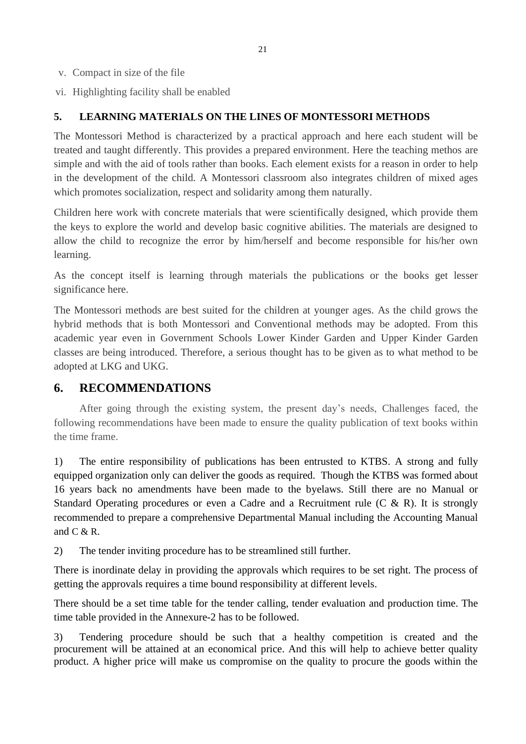v. Compact in size of the file

vi. Highlighting facility shall be enabled

## 5. LEARNING MATERIALS ON THE LINES OF MONTESSORI METHODS

The Montessori Method is characterized by a practical approach and here each student will be treated and taught differently. This provides a prepared environment. Here the teaching methos are simple and with the aid of tools rather than books. Each element exists for a reason in order to help in the development of the child. A Montessori classroom also integrates children of mixed ages which promotes socialization, respect and solidarity among them naturally.

Children here work with concrete materials that were scientifically designed, which provide them the keys to explore the world and develop basic cognitive abilities. The materials are designed to allow the child to recognize the error by him/herself and become responsible for his/her own learning.

As the concept itself is learning through materials the publications or the books get lesser significance here.

The Montessori methods are best suited for the children at younger ages. As the child grows the hybrid methods that is both Montessori and Conventional methods may be adopted. From this academic year even in Government Schools Lower Kinder Garden and Upper Kinder Garden classes are being introduced. Therefore, a serious thought has to be given as to what method to be adopted at LKG and UKG.

# 6. RECOMMENDATIONS

After going through the existing system, the present day's needs, Challenges faced, the following recommendations have been made to ensure the quality publication of text books within the time frame.

1) The entire responsibility of publications has been entrusted to KTBS. A strong and fully equipped organization only can deliver the goods as required. Though the KTBS was formed about 16 years back no amendments have been made to the byelaws. Still there are no Manual or Standard Operating procedures or even a Cadre and a Recruitment rule (C & R). It is strongly recommended to prepare a comprehensive Departmental Manual including the Accounting Manual and C & R.

2) The tender inviting procedure has to be streamlined still further.

There is inordinate delay in providing the approvals which requires to be set right. The process of getting the approvals requires a time bound responsibility at different levels.

There should be a set time table for the tender calling, tender evaluation and production time. The time table provided in the Annexure-2 has to be followed.

3) Tendering procedure should be such that a healthy competition is created and the procurement will be attained at an economical price. And this will help to achieve better quality product. A higher price will make us compromise on the quality to procure the goods within the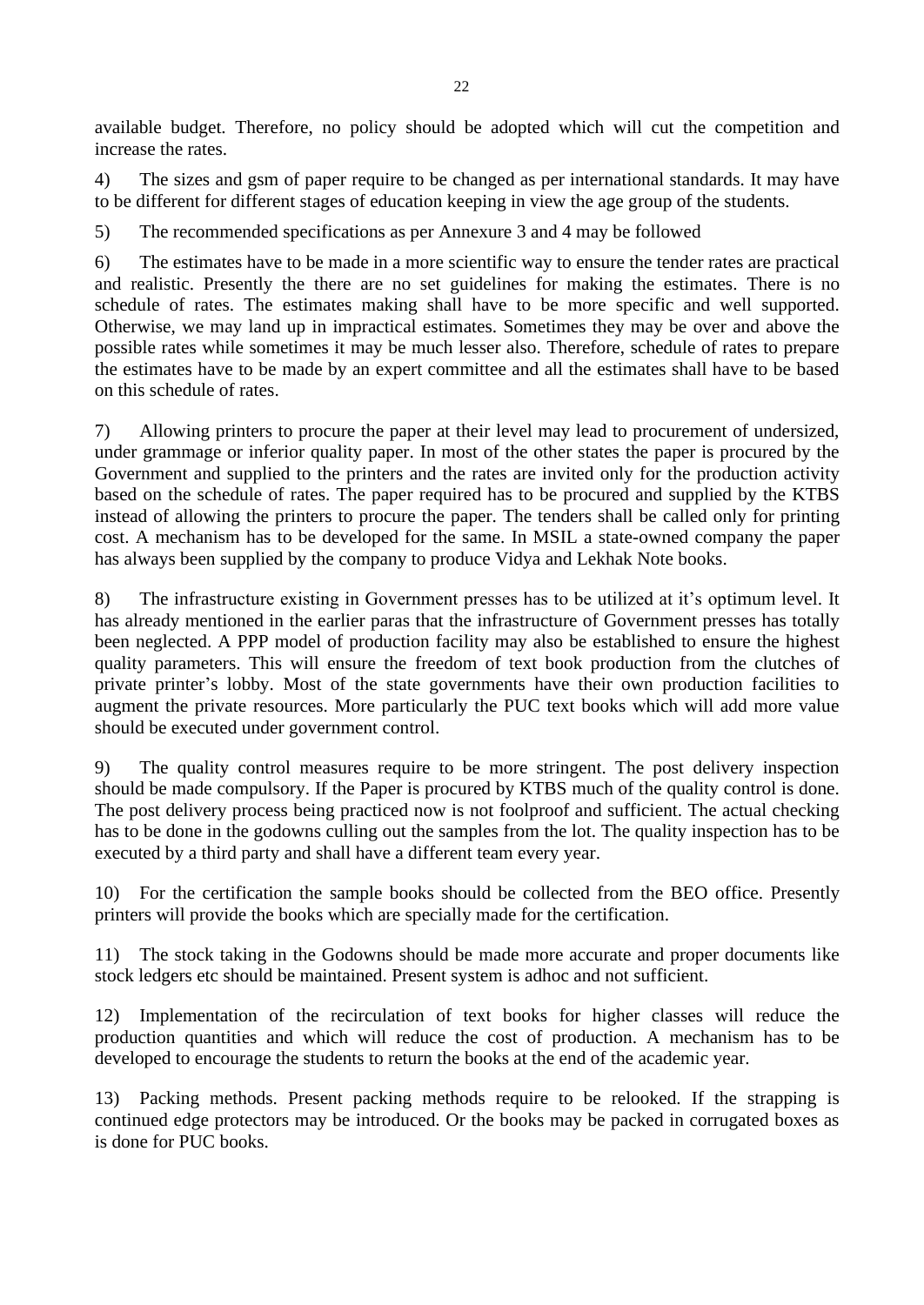available budget. Therefore, no policy should be adopted which will cut the competition and increase the rates.

4) The sizes and gsm of paper require to be changed as per international standards. It may have to be different for different stages of education keeping in view the age group of the students.

5) The recommended specifications as per Annexure 3 and 4 may be followed

6) The estimates have to be made in a more scientific way to ensure the tender rates are practical and realistic. Presently the there are no set guidelines for making the estimates. There is no schedule of rates. The estimates making shall have to be more specific and well supported. Otherwise, we may land up in impractical estimates. Sometimes they may be over and above the possible rates while sometimes it may be much lesser also. Therefore, schedule of rates to prepare the estimates have to be made by an expert committee and all the estimates shall have to be based on this schedule of rates.

7) Allowing printers to procure the paper at their level may lead to procurement of undersized, under grammage or inferior quality paper. In most of the other states the paper is procured by the Government and supplied to the printers and the rates are invited only for the production activity based on the schedule of rates. The paper required has to be procured and supplied by the KTBS instead of allowing the printers to procure the paper. The tenders shall be called only for printing cost. A mechanism has to be developed for the same. In MSIL a state-owned company the paper has always been supplied by the company to produce Vidya and Lekhak Note books.

8) The infrastructure existing in Government presses has to be utilized at it's optimum level. It has already mentioned in the earlier paras that the infrastructure of Government presses has totally been neglected. A PPP model of production facility may also be established to ensure the highest quality parameters. This will ensure the freedom of text book production from the clutches of private printer's lobby. Most of the state governments have their own production facilities to augment the private resources. More particularly the PUC text books which will add more value should be executed under government control.

9) The quality control measures require to be more stringent. The post delivery inspection should be made compulsory. If the Paper is procured by KTBS much of the quality control is done. The post delivery process being practiced now is not foolproof and sufficient. The actual checking has to be done in the godowns culling out the samples from the lot. The quality inspection has to be executed by a third party and shall have a different team every year.

10) For the certification the sample books should be collected from the BEO office. Presently printers will provide the books which are specially made for the certification.

11) The stock taking in the Godowns should be made more accurate and proper documents like stock ledgers etc should be maintained. Present system is adhoc and not sufficient.

12) Implementation of the recirculation of text books for higher classes will reduce the production quantities and which will reduce the cost of production. A mechanism has to be developed to encourage the students to return the books at the end of the academic year.

13) Packing methods. Present packing methods require to be relooked. If the strapping is continued edge protectors may be introduced. Or the books may be packed in corrugated boxes as is done for PUC books.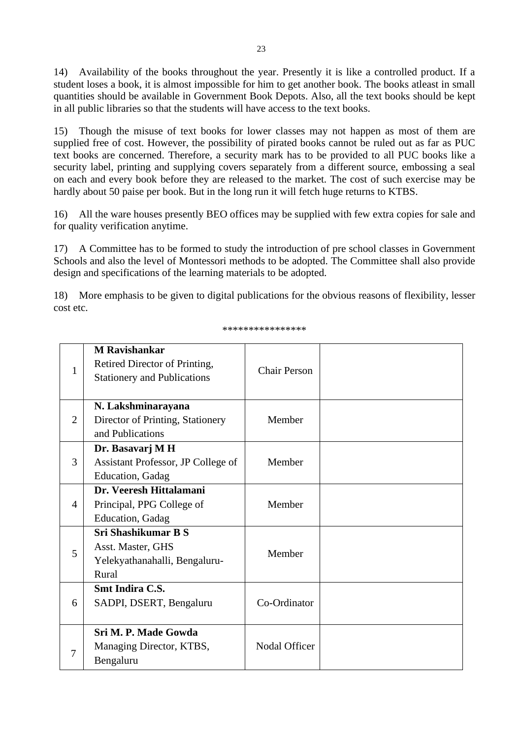14) Availability of the books throughout the year. Presently it is like a controlled product. If a student loses a book, it is almost impossible for him to get another book. The books atleast in small quantities should be available in Government Book Depots. Also, all the text books should be kept in all public libraries so that the students will have access to the text books.

15) Though the misuse of text books for lower classes may not happen as most of them are supplied free of cost. However, the possibility of pirated books cannot be ruled out as far as PUC text books are concerned. Therefore, a security mark has to be provided to all PUC books like a security label, printing and supplying covers separately from a different source, embossing a seal on each and every book before they are released to the market. The cost of such exercise may be hardly about 50 paise per book. But in the long run it will fetch huge returns to KTBS.

16) All the ware houses presently BEO offices may be supplied with few extra copies for sale and for quality verification anytime.

17) A Committee has to be formed to study the introduction of pre school classes in Government Schools and also the level of Montessori methods to be adopted. The Committee shall also provide design and specifications of the learning materials to be adopted.

18) More emphasis to be given to digital publications for the obvious reasons of flexibility, lesser cost etc.

****************

| | | | |
|---|---|---|---|
| 1 | **M Ravishankar**<br>Retired Director of Printing, Stationery and Publications | Chair Person | |
| 2 | **N. Lakshminarayana**<br>Director of Printing, Stationery and Publications | Member | |
| 3 | **Dr. Basavarj M H**<br>Assistant Professor, JP College of Education, Gadag | Member | |
| 4 | **Dr. Veeresh Hittalamani**<br>Principal, PPG College of Education, Gadag | Member | |
| 5 | **Sri Shashikumar B S**<br>Asst. Master, GHS Yelekyathanahalli, Bengaluru-Rural | Member | |
| 6 | **Smt Indira C.S.**<br>SADPI, DSERT, Bengaluru | Co-Ordinator | |
| 7 | **Sri M. P. Made Gowda**<br>Managing Director, KTBS, Bengaluru | Nodal Officer | |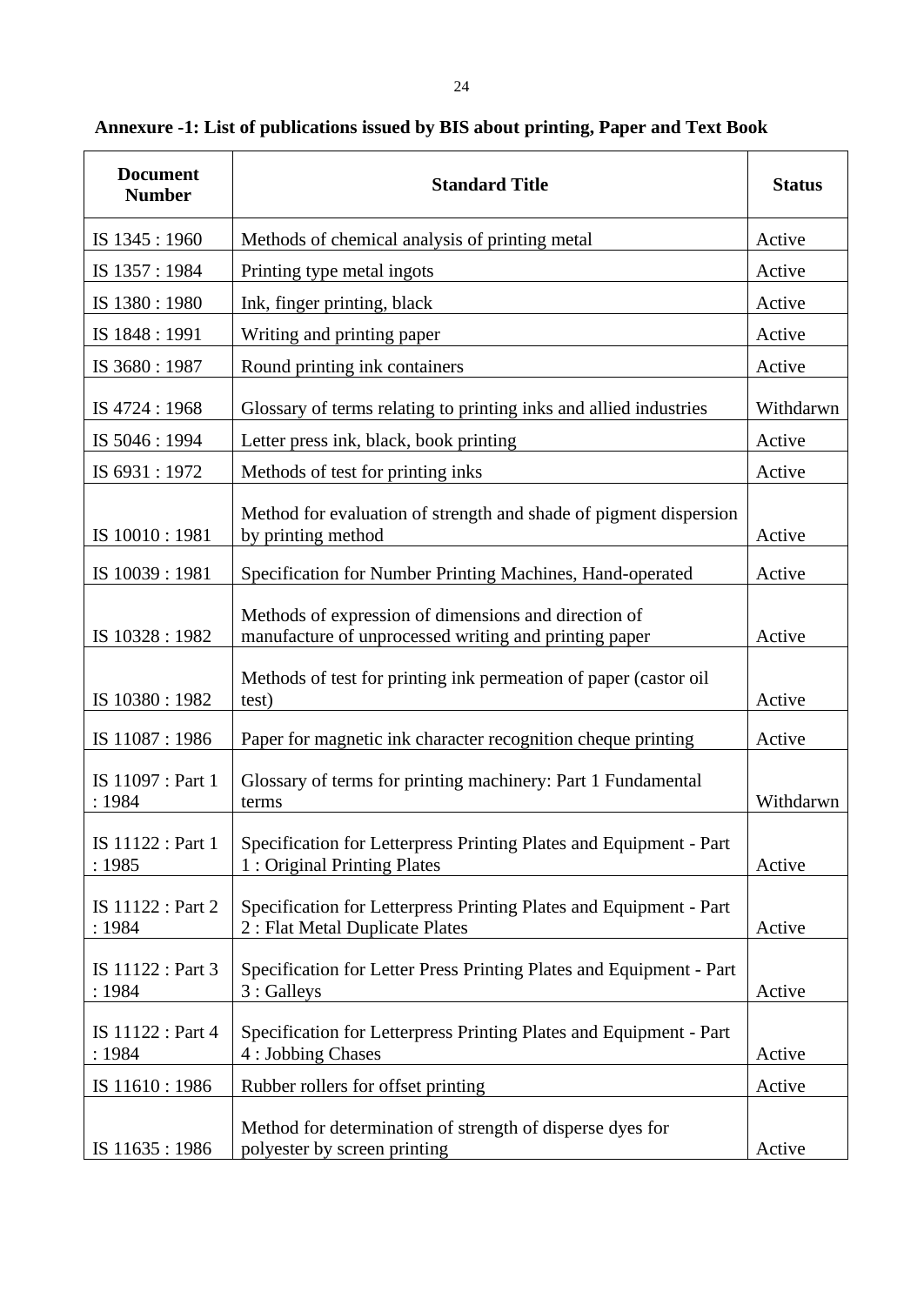**Annexure -1: List of publications issued by BIS about printing, Paper and Text Book**

| Document Number | Standard Title | Status |
|---|---|---|
| IS 1345 : 1960 | Methods of chemical analysis of printing metal | Active |
| IS 1357 : 1984 | Printing type metal ingots | Active |
| IS 1380 : 1980 | Ink, finger printing, black | Active |
| IS 1848 : 1991 | Writing and printing paper | Active |
| IS 3680 : 1987 | Round printing ink containers | Active |
| IS 4724 : 1968 | Glossary of terms relating to printing inks and allied industries | Withdarwn |
| IS 5046 : 1994 | Letter press ink, black, book printing | Active |
| IS 6931 : 1972 | Methods of test for printing inks | Active |
| IS 10010 : 1981 | Method for evaluation of strength and shade of pigment dispersion by printing method | Active |
| IS 10039 : 1981 | Specification for Number Printing Machines, Hand-operated | Active |
| IS 10328 : 1982 | Methods of expression of dimensions and direction of manufacture of unprocessed writing and printing paper | Active |
| IS 10380 : 1982 | Methods of test for printing ink permeation of paper (castor oil test) | Active |
| IS 11087 : 1986 | Paper for magnetic ink character recognition cheque printing | Active |
| IS 11097 : Part 1 : 1984 | Glossary of terms for printing machinery: Part 1 Fundamental terms | Withdarwn |
| IS 11122 : Part 1 : 1985 | Specification for Letterpress Printing Plates and Equipment - Part 1 : Original Printing Plates | Active |
| IS 11122 : Part 2 : 1984 | Specification for Letterpress Printing Plates and Equipment - Part 2 : Flat Metal Duplicate Plates | Active |
| IS 11122 : Part 3 : 1984 | Specification for Letter Press Printing Plates and Equipment - Part 3 : Galleys | Active |
| IS 11122 : Part 4 : 1984 | Specification for Letterpress Printing Plates and Equipment - Part 4 : Jobbing Chases | Active |
| IS 11610 : 1986 | Rubber rollers for offset printing | Active |
| IS 11635 : 1986 | Method for determination of strength of disperse dyes for polyester by screen printing | Active |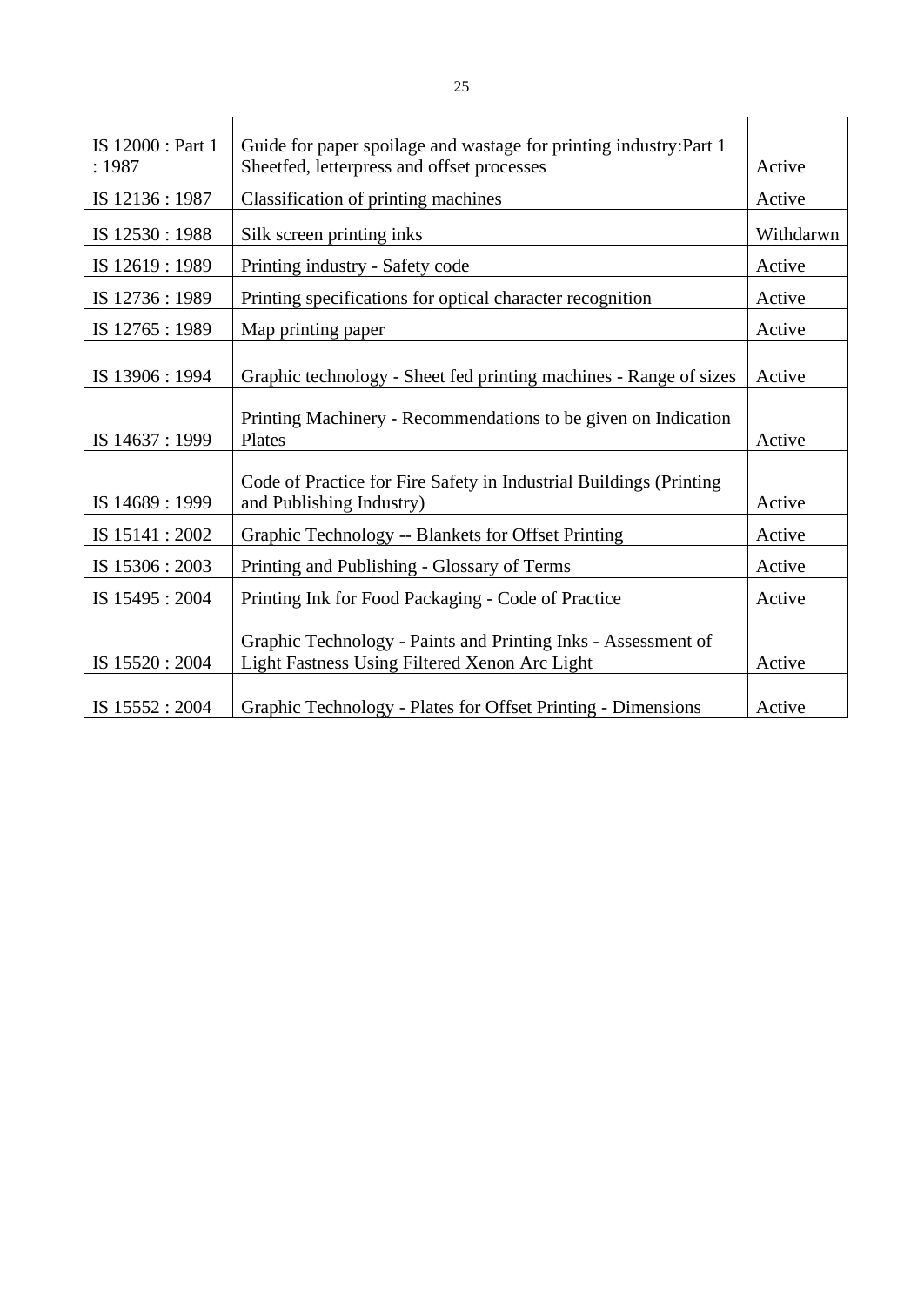| | | |
|---|---|---|
| IS 12000 : Part 1 : 1987 | Guide for paper spoilage and wastage for printing industry:Part 1 Sheetfed, letterpress and offset processes | Active |
| IS 12136 : 1987 | Classification of printing machines | Active |
| IS 12530 : 1988 | Silk screen printing inks | Withdarwn |
| IS 12619 : 1989 | Printing industry - Safety code | Active |
| IS 12736 : 1989 | Printing specifications for optical character recognition | Active |
| IS 12765 : 1989 | Map printing paper | Active |
| IS 13906 : 1994 | Graphic technology - Sheet fed printing machines - Range of sizes | Active |
| IS 14637 : 1999 | Printing Machinery - Recommendations to be given on Indication Plates | Active |
| IS 14689 : 1999 | Code of Practice for Fire Safety in Industrial Buildings (Printing and Publishing Industry) | Active |
| IS 15141 : 2002 | Graphic Technology -- Blankets for Offset Printing | Active |
| IS 15306 : 2003 | Printing and Publishing - Glossary of Terms | Active |
| IS 15495 : 2004 | Printing Ink for Food Packaging - Code of Practice | Active |
| IS 15520 : 2004 | Graphic Technology - Paints and Printing Inks - Assessment of Light Fastness Using Filtered Xenon Arc Light | Active |
| IS 15552 : 2004 | Graphic Technology - Plates for Offset Printing - Dimensions | Active |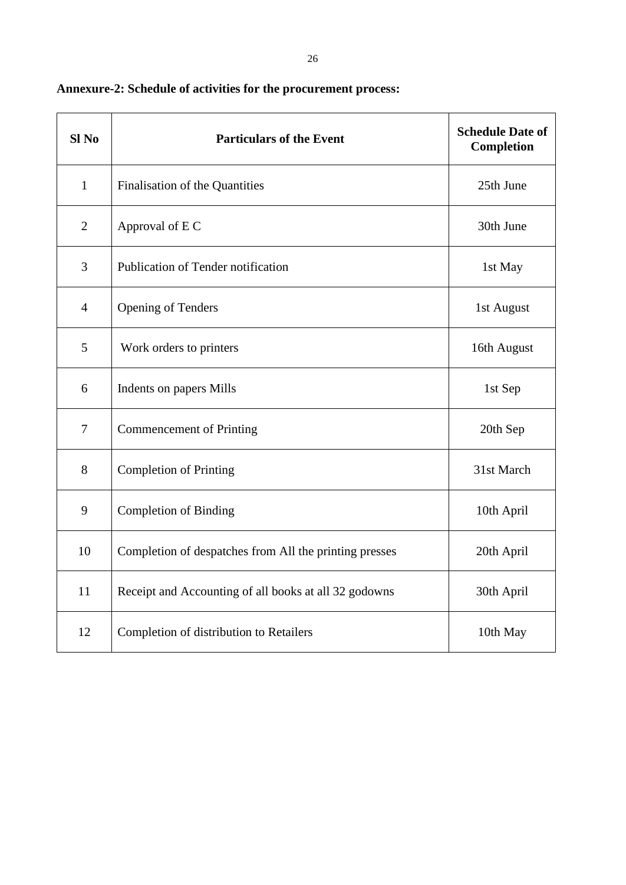**Annexure-2: Schedule of activities for the procurement process:**

| Sl No | Particulars of the Event | Schedule Date of Completion |
|---|---|---|
| 1 | Finalisation of the Quantities | 25th June |
| 2 | Approval of E C | 30th June |
| 3 | Publication of Tender notification | 1st May |
| 4 | Opening of Tenders | 1st August |
| 5 | Work orders to printers | 16th August |
| 6 | Indents on papers Mills | 1st Sep |
| 7 | Commencement of Printing | 20th Sep |
| 8 | Completion of Printing | 31st March |
| 9 | Completion of Binding | 10th April |
| 10 | Completion of despatches from All the printing presses | 20th April |
| 11 | Receipt and Accounting of all books at all 32 godowns | 30th April |
| 12 | Completion of distribution to Retailers | 10th May |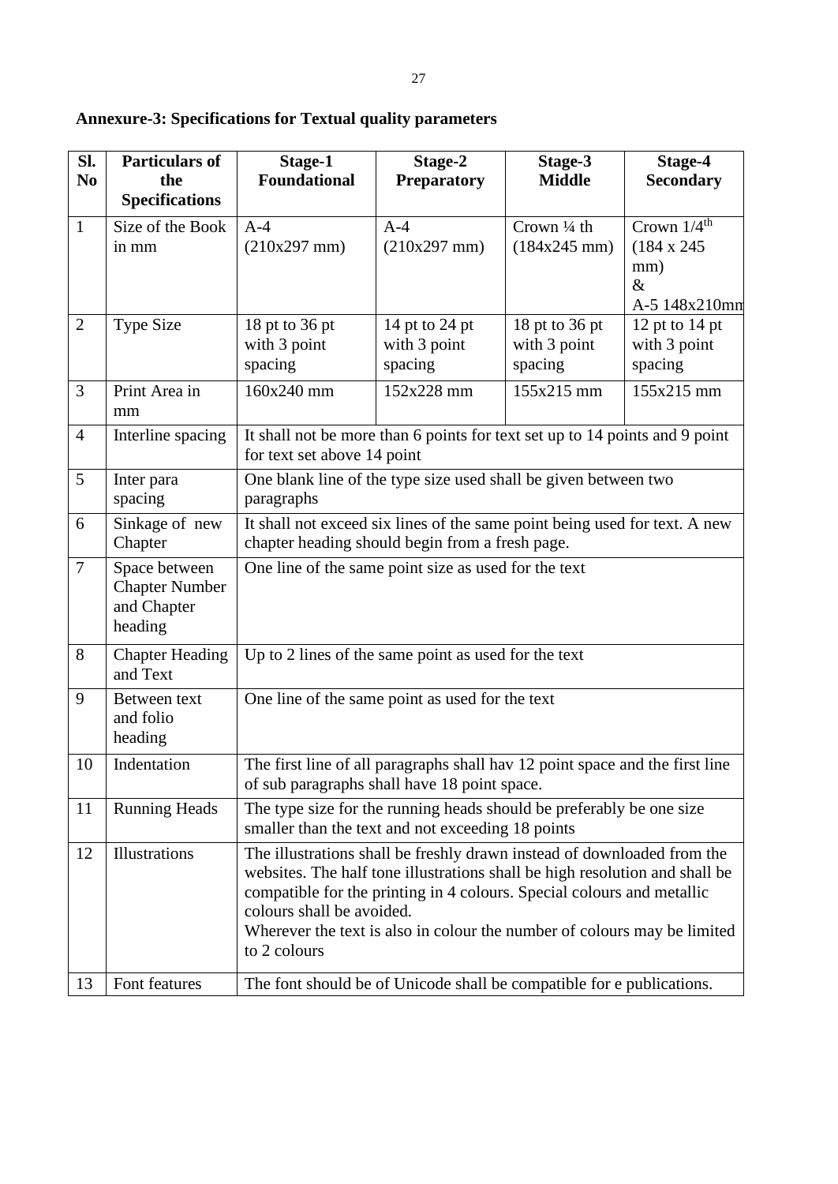**Annexure-3: Specifications for Textual quality parameters**

| Sl. No | Particulars of the Specifications | Stage-1 Foundational | Stage-2 Preparatory | Stage-3 Middle | Stage-4 Secondary |
|---|---|---|---|---|---|
| 1 | Size of the Book in mm | A-4 (210x297 mm) | A-4 (210x297 mm) | Crown ¼ th (184x245 mm) | Crown 1/4th (184 x 245 mm) & A-5 148x210mm |
| 2 | Type Size | 18 pt to 36 pt with 3 point spacing | 14 pt to 24 pt with 3 point spacing | 18 pt to 36 pt with 3 point spacing | 12 pt to 14 pt with 3 point spacing |
| 3 | Print Area in mm | 160x240 mm | 152x228 mm | 155x215 mm | 155x215 mm |
| 4 | Interline spacing | It shall not be more than 6 points for text set up to 14 points and 9 point for text set above 14 point | | | |
| 5 | Inter para spacing | One blank line of the type size used shall be given between two paragraphs | | | |
| 6 | Sinkage of new Chapter | It shall not exceed six lines of the same point being used for text. A new chapter heading should begin from a fresh page. | | | |
| 7 | Space between Chapter Number and Chapter heading | One line of the same point size as used for the text | | | |
| 8 | Chapter Heading and Text | Up to 2 lines of the same point as used for the text | | | |
| 9 | Between text and folio heading | One line of the same point as used for the text | | | |
| 10 | Indentation | The first line of all paragraphs shall hav 12 point space and the first line of sub paragraphs shall have 18 point space. | | | |
| 11 | Running Heads | The type size for the running heads should be preferably be one size smaller than the text and not exceeding 18 points | | | |
| 12 | Illustrations | The illustrations shall be freshly drawn instead of downloaded from the websites. The half tone illustrations shall be high resolution and shall be compatible for the printing in 4 colours. Special colours and metallic colours shall be avoided. Wherever the text is also in colour the number of colours may be limited to 2 colours | | | |
| 13 | Font features | The font should be of Unicode shall be compatible for e publications. | | | |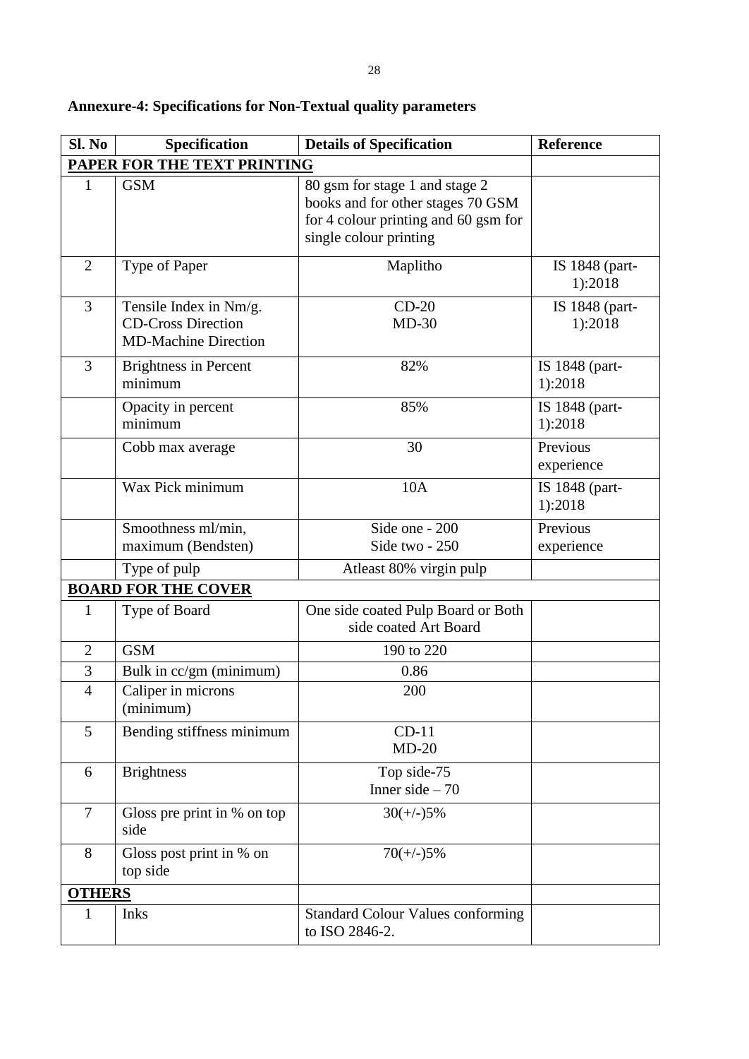**Annexure-4: Specifications for Non-Textual quality parameters**

| Sl. No | Specification | Details of Specification | Reference |
|---|---|---|---|
| **PAPER FOR THE TEXT PRINTING** | | | |
| 1 | GSM | 80 gsm for stage 1 and stage 2 books and for other stages 70 GSM for 4 colour printing and 60 gsm for single colour printing | |
| 2 | Type of Paper | Maplitho | IS 1848 (part-1):2018 |
| 3 | Tensile Index in Nm/g. CD-Cross Direction MD-Machine Direction | CD-20 MD-30 | IS 1848 (part-1):2018 |
| 3 | Brightness in Percent minimum | 82% | IS 1848 (part-1):2018 |
| | Opacity in percent minimum | 85% | IS 1848 (part-1):2018 |
| | Cobb max average | 30 | Previous experience |
| | Wax Pick minimum | 10A | IS 1848 (part-1):2018 |
| | Smoothness ml/min, maximum (Bendsten) | Side one - 200 Side two - 250 | Previous experience |
| | Type of pulp | Atleast 80% virgin pulp | |
| **BOARD FOR THE COVER** | | | |
| 1 | Type of Board | One side coated Pulp Board or Both side coated Art Board | |
| 2 | GSM | 190 to 220 | |
| 3 | Bulk in cc/gm (minimum) | 0.86 | |
| 4 | Caliper in microns (minimum) | 200 | |
| 5 | Bending stiffness minimum | CD-11 MD-20 | |
| 6 | Brightness | Top side-75 Inner side – 70 | |
| 7 | Gloss pre print in % on top side | 30(+/-)5% | |
| 8 | Gloss post print in % on top side | 70(+/-)5% | |
| **OTHERS** | | | |
| 1 | Inks | Standard Colour Values conforming to ISO 2846-2. | |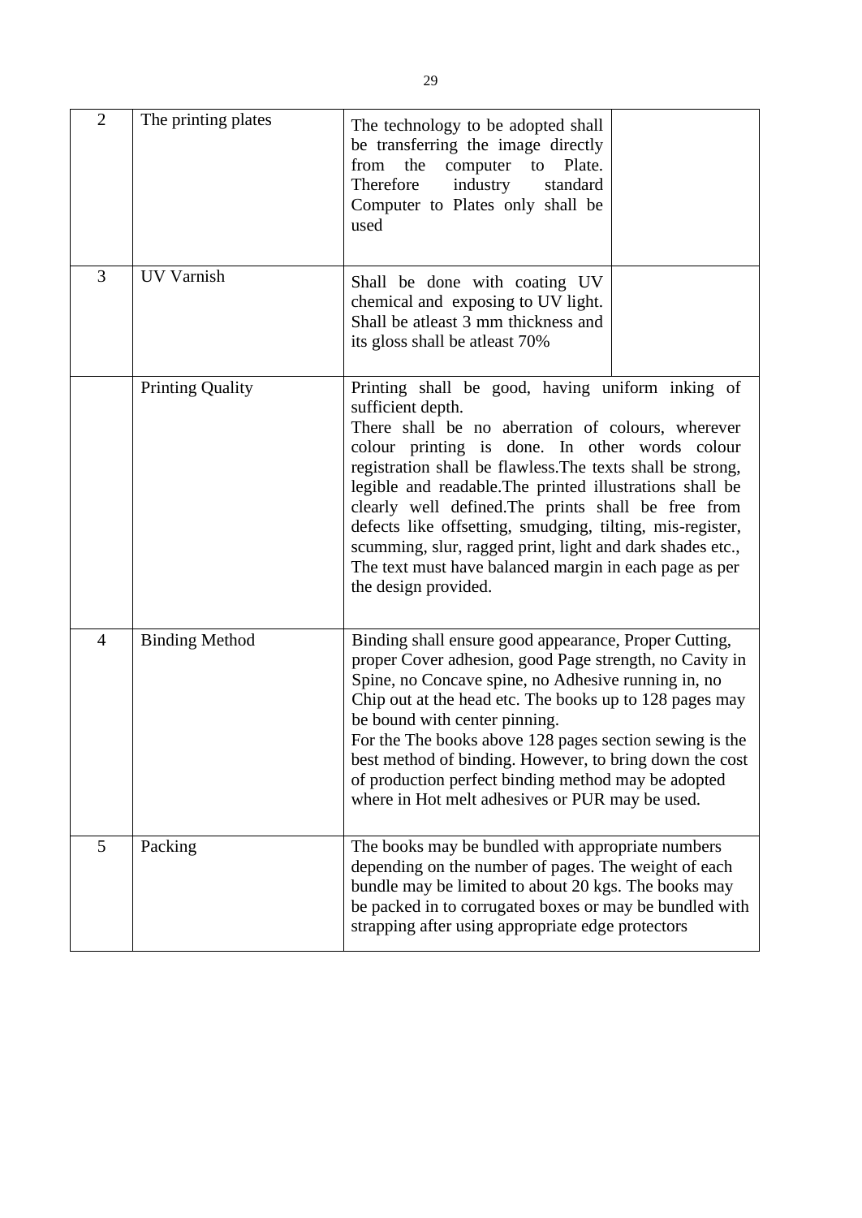| | | | |
|---|---|---|---|
| 2 | The printing plates | The technology to be adopted shall be transferring the image directly from the computer to Plate. Therefore industry standard Computer to Plates only shall be used | |
| 3 | UV Varnish | Shall be done with coating UV chemical and exposing to UV light. Shall be atleast 3 mm thickness and its gloss shall be atleast 70% | |
| | Printing Quality | Printing shall be good, having uniform inking of sufficient depth.<br>There shall be no aberration of colours, wherever colour printing is done. In other words colour registration shall be flawless.The texts shall be strong, legible and readable.The printed illustrations shall be clearly well defined.The prints shall be free from defects like offsetting, smudging, tilting, mis-register, scumming, slur, ragged print, light and dark shades etc., The text must have balanced margin in each page as per the design provided. | |
| 4 | Binding Method | Binding shall ensure good appearance, Proper Cutting, proper Cover adhesion, good Page strength, no Cavity in Spine, no Concave spine, no Adhesive running in, no Chip out at the head etc. The books up to 128 pages may be bound with center pinning.<br>For the The books above 128 pages section sewing is the best method of binding. However, to bring down the cost of production perfect binding method may be adopted where in Hot melt adhesives or PUR may be used. | |
| 5 | Packing | The books may be bundled with appropriate numbers depending on the number of pages. The weight of each bundle may be limited to about 20 kgs. The books may be packed in to corrugated boxes or may be bundled with strapping after using appropriate edge protectors | |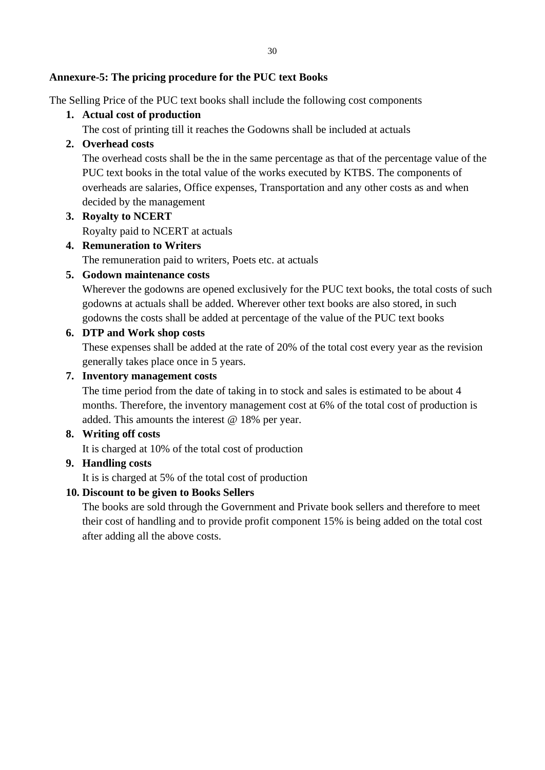**Annexure-5: The pricing procedure for the PUC text Books**

The Selling Price of the PUC text books shall include the following cost components

1. **Actual cost of production**
   The cost of printing till it reaches the Godowns shall be included at actuals
2. **Overhead costs**
   The overhead costs shall be the in the same percentage as that of the percentage value of the PUC text books in the total value of the works executed by KTBS. The components of overheads are salaries, Office expenses, Transportation and any other costs as and when decided by the management
3. **Royalty to NCERT**
   Royalty paid to NCERT at actuals
4. **Remuneration to Writers**
   The remuneration paid to writers, Poets etc. at actuals
5. **Godown maintenance costs**
   Wherever the godowns are opened exclusively for the PUC text books, the total costs of such godowns at actuals shall be added. Wherever other text books are also stored, in such godowns the costs shall be added at percentage of the value of the PUC text books
6. **DTP and Work shop costs**
   These expenses shall be added at the rate of 20% of the total cost every year as the revision generally takes place once in 5 years.
7. **Inventory management costs**
   The time period from the date of taking in to stock and sales is estimated to be about 4 months. Therefore, the inventory management cost at 6% of the total cost of production is added. This amounts the interest @ 18% per year.
8. **Writing off costs**
   It is charged at 10% of the total cost of production
9. **Handling costs**
   It is is charged at 5% of the total cost of production
10. **Discount to be given to Books Sellers**
    The books are sold through the Government and Private book sellers and therefore to meet their cost of handling and to provide profit component 15% is being added on the total cost after adding all the above costs.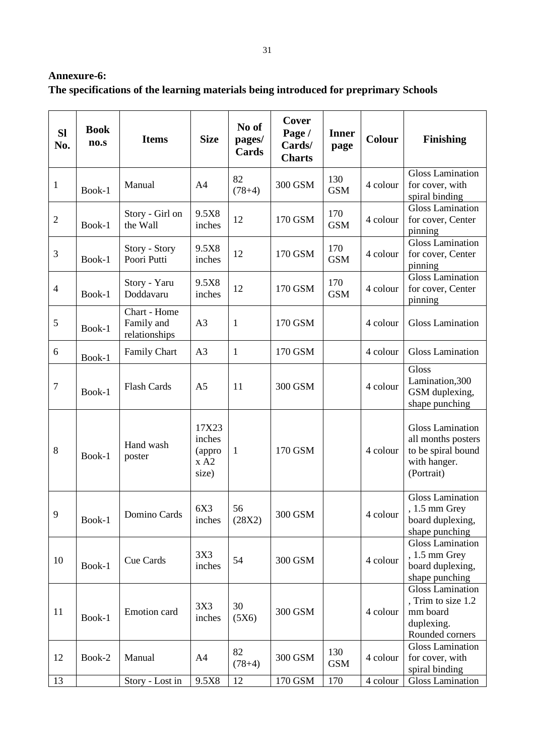**Annexure-6:**

**The specifications of the learning materials being introduced for preprimary Schools**

| Sl No. | Book no.s | Items | Size | No of pages/ Cards | Cover Page / Cards/ Charts | Inner page | Colour | Finishing |
|---|---|---|---|---|---|---|---|---|
| 1 | Book-1 | Manual | A4 | 82 (78+4) | 300 GSM | 130 GSM | 4 colour | Gloss Lamination for cover, with spiral binding |
| 2 | Book-1 | Story - Girl on the Wall | 9.5X8 inches | 12 | 170 GSM | 170 GSM | 4 colour | Gloss Lamination for cover, Center pinning |
| 3 | Book-1 | Story - Story Poori Putti | 9.5X8 inches | 12 | 170 GSM | 170 GSM | 4 colour | Gloss Lamination for cover, Center pinning |
| 4 | Book-1 | Story - Yaru Doddavaru | 9.5X8 inches | 12 | 170 GSM | 170 GSM | 4 colour | Gloss Lamination for cover, Center pinning |
| 5 | Book-1 | Chart - Home Family and relationships | A3 | 1 | 170 GSM | | 4 colour | Gloss Lamination |
| 6 | Book-1 | Family Chart | A3 | 1 | 170 GSM | | 4 colour | Gloss Lamination |
| 7 | Book-1 | Flash Cards | A5 | 11 | 300 GSM | | 4 colour | Gloss Lamination,300 GSM duplexing, shape punching |
| 8 | Book-1 | Hand wash poster | 17X23 inches (approx A2 size) | 1 | 170 GSM | | 4 colour | Gloss Lamination all months posters to be spiral bound with hanger. (Portrait) |
| 9 | Book-1 | Domino Cards | 6X3 inches | 56 (28X2) | 300 GSM | | 4 colour | Gloss Lamination , 1.5 mm Grey board duplexing, shape punching |
| 10 | Book-1 | Cue Cards | 3X3 inches | 54 | 300 GSM | | 4 colour | Gloss Lamination , 1.5 mm Grey board duplexing, shape punching |
| 11 | Book-1 | Emotion card | 3X3 inches | 30 (5X6) | 300 GSM | | 4 colour | Gloss Lamination , Trim to size 1.2 mm board duplexing. Rounded corners |
| 12 | Book-2 | Manual | A4 | 82 (78+4) | 300 GSM | 130 GSM | 4 colour | Gloss Lamination for cover, with spiral binding |
| 13 | | Story - Lost in | 9.5X8 | 12 | 170 GSM | 170 | 4 colour | Gloss Lamination |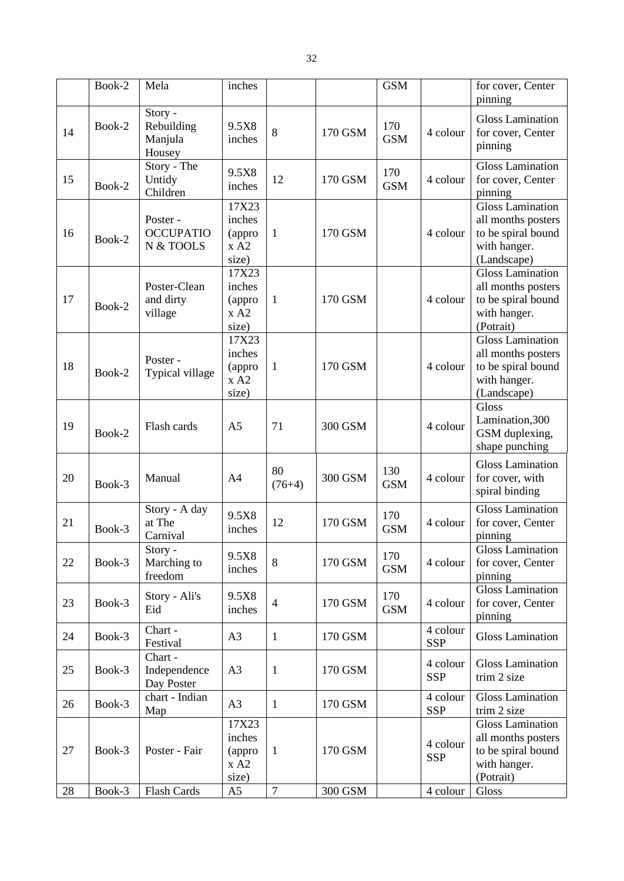|  | Book-2 | Mela | inches |  |  | GSM |  | for cover, Center pinning |
|---|---|---|---|---|---|---|---|---|
| 14 | Book-2 | Story - Rebuilding Manjula Housey | 9.5X8 inches | 8 | 170 GSM | 170 GSM | 4 colour | Gloss Lamination for cover, Center pinning |
| 15 | Book-2 | Story - The Untidy Children | 9.5X8 inches | 12 | 170 GSM | 170 GSM | 4 colour | Gloss Lamination for cover, Center pinning |
| 16 | Book-2 | Poster - OCCUPATION & TOOLS | 17X23 inches (approx A2 size) | 1 | 170 GSM |  | 4 colour | Gloss Lamination all months posters to be spiral bound with hanger. (Landscape) |
| 17 | Book-2 | Poster-Clean and dirty village | 17X23 inches (approx A2 size) | 1 | 170 GSM |  | 4 colour | Gloss Lamination all months posters to be spiral bound with hanger. (Potrait) |
| 18 | Book-2 | Poster - Typical village | 17X23 inches (approx A2 size) | 1 | 170 GSM |  | 4 colour | Gloss Lamination all months posters to be spiral bound with hanger. (Landscape) |
| 19 | Book-2 | Flash cards | A5 | 71 | 300 GSM |  | 4 colour | Gloss Lamination,300 GSM duplexing, shape punching |
| 20 | Book-3 | Manual | A4 | 80 (76+4) | 300 GSM | 130 GSM | 4 colour | Gloss Lamination for cover, with spiral binding |
| 21 | Book-3 | Story - A day at The Carnival | 9.5X8 inches | 12 | 170 GSM | 170 GSM | 4 colour | Gloss Lamination for cover, Center pinning |
| 22 | Book-3 | Story - Marching to freedom | 9.5X8 inches | 8 | 170 GSM | 170 GSM | 4 colour | Gloss Lamination for cover, Center pinning |
| 23 | Book-3 | Story - Ali's Eid | 9.5X8 inches | 4 | 170 GSM | 170 GSM | 4 colour | Gloss Lamination for cover, Center pinning |
| 24 | Book-3 | Chart - Festival | A3 | 1 | 170 GSM |  | 4 colour SSP | Gloss Lamination |
| 25 | Book-3 | Chart - Independence Day Poster | A3 | 1 | 170 GSM |  | 4 colour SSP | Gloss Lamination trim 2 size |
| 26 | Book-3 | chart - Indian Map | A3 | 1 | 170 GSM |  | 4 colour SSP | Gloss Lamination trim 2 size |
| 27 | Book-3 | Poster - Fair | 17X23 inches (approx A2 size) | 1 | 170 GSM |  | 4 colour SSP | Gloss Lamination all months posters to be spiral bound with hanger. (Potrait) |
| 28 | Book-3 | Flash Cards | A5 | 7 | 300 GSM |  | 4 colour | Gloss |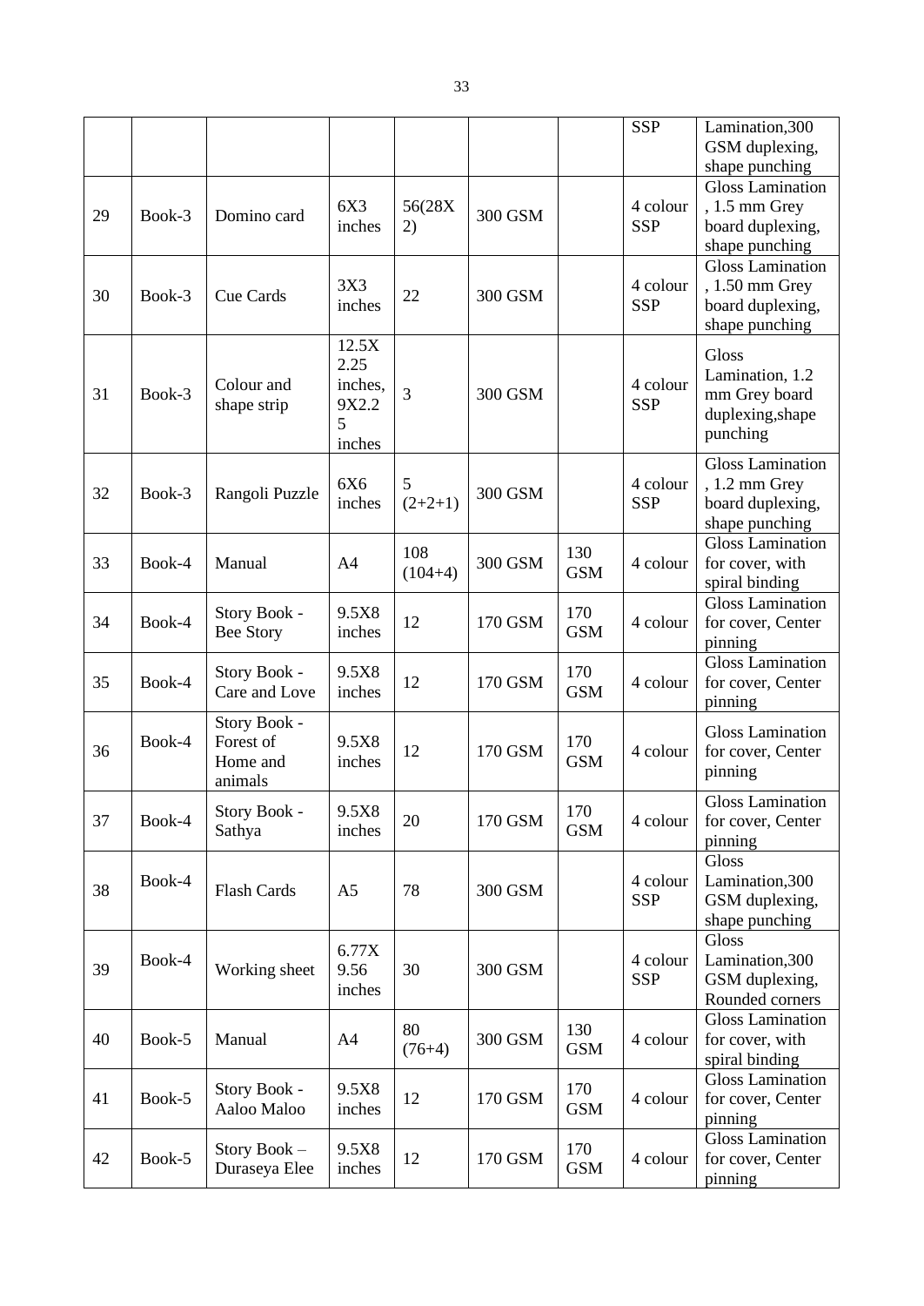|  |  |  |  |  |  |  |  |  |
|---|---|---|---|---|---|---|---|---|
|  |  |  |  |  |  |  | SSP | Lamination,300 GSM duplexing, shape punching |
| 29 | Book-3 | Domino card | 6X3 inches | 56(28X 2) | 300 GSM |  | 4 colour SSP | Gloss Lamination , 1.5 mm Grey board duplexing, shape punching |
| 30 | Book-3 | Cue Cards | 3X3 inches | 22 | 300 GSM |  | 4 colour SSP | Gloss Lamination , 1.50 mm Grey board duplexing, shape punching |
| 31 | Book-3 | Colour and shape strip | 12.5X 2.25 inches, 9X2.2 5 inches | 3 | 300 GSM |  | 4 colour SSP | Gloss Lamination, 1.2 mm Grey board duplexing,shape punching |
| 32 | Book-3 | Rangoli Puzzle | 6X6 inches | 5 (2+2+1) | 300 GSM |  | 4 colour SSP | Gloss Lamination , 1.2 mm Grey board duplexing, shape punching |
| 33 | Book-4 | Manual | A4 | 108 (104+4) | 300 GSM | 130 GSM | 4 colour | Gloss Lamination for cover, with spiral binding |
| 34 | Book-4 | Story Book - Bee Story | 9.5X8 inches | 12 | 170 GSM | 170 GSM | 4 colour | Gloss Lamination for cover, Center pinning |
| 35 | Book-4 | Story Book - Care and Love | 9.5X8 inches | 12 | 170 GSM | 170 GSM | 4 colour | Gloss Lamination for cover, Center pinning |
| 36 | Book-4 | Story Book - Forest of Home and animals | 9.5X8 inches | 12 | 170 GSM | 170 GSM | 4 colour | Gloss Lamination for cover, Center pinning |
| 37 | Book-4 | Story Book - Sathya | 9.5X8 inches | 20 | 170 GSM | 170 GSM | 4 colour | Gloss Lamination for cover, Center pinning |
| 38 | Book-4 | Flash Cards | A5 | 78 | 300 GSM |  | 4 colour SSP | Gloss Lamination,300 GSM duplexing, shape punching |
| 39 | Book-4 | Working sheet | 6.77X 9.56 inches | 30 | 300 GSM |  | 4 colour SSP | Gloss Lamination,300 GSM duplexing, Rounded corners |
| 40 | Book-5 | Manual | A4 | 80 (76+4) | 300 GSM | 130 GSM | 4 colour | Gloss Lamination for cover, with spiral binding |
| 41 | Book-5 | Story Book - Aaloo Maloo | 9.5X8 inches | 12 | 170 GSM | 170 GSM | 4 colour | Gloss Lamination for cover, Center pinning |
| 42 | Book-5 | Story Book – Duraseya Elee | 9.5X8 inches | 12 | 170 GSM | 170 GSM | 4 colour | Gloss Lamination for cover, Center pinning |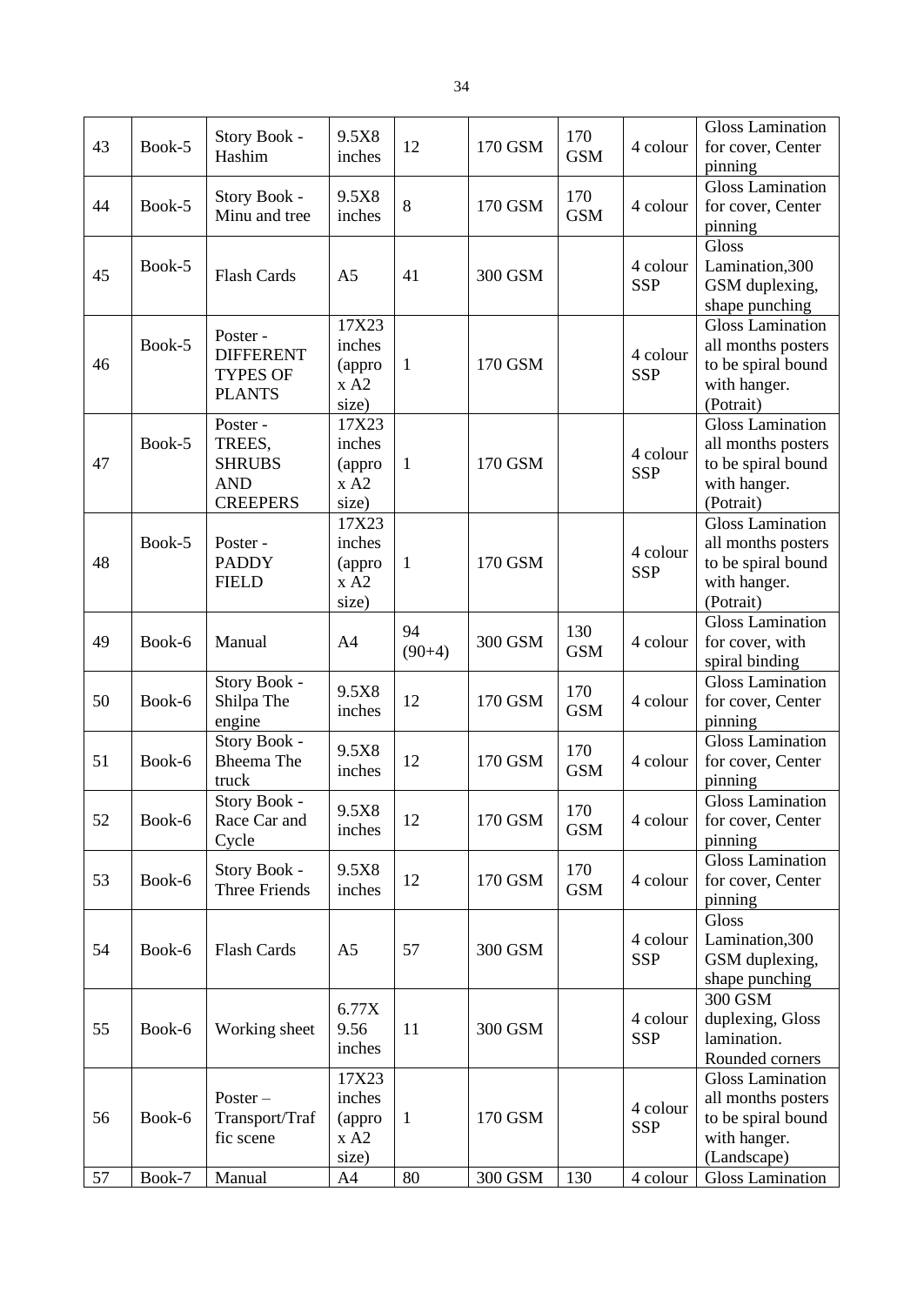| 43 | Book-5 | Story Book - Hashim | 9.5X8 inches | 12 | 170 GSM | 170 GSM | 4 colour | Gloss Lamination for cover, Center pinning |
|---|---|---|---|---|---|---|---|---|
| 44 | Book-5 | Story Book - Minu and tree | 9.5X8 inches | 8 | 170 GSM | 170 GSM | 4 colour | Gloss Lamination for cover, Center pinning |
| 45 | Book-5 | Flash Cards | A5 | 41 | 300 GSM | | 4 colour SSP | Gloss Lamination,300 GSM duplexing, shape punching |
| 46 | Book-5 | Poster - DIFFERENT TYPES OF PLANTS | 17X23 inches (appro x A2 size) | 1 | 170 GSM | | 4 colour SSP | Gloss Lamination all months posters to be spiral bound with hanger. (Potrait) |
| 47 | Book-5 | Poster - TREES, SHRUBS AND CREEPERS | 17X23 inches (appro x A2 size) | 1 | 170 GSM | | 4 colour SSP | Gloss Lamination all months posters to be spiral bound with hanger. (Potrait) |
| 48 | Book-5 | Poster - PADDY FIELD | 17X23 inches (appro x A2 size) | 1 | 170 GSM | | 4 colour SSP | Gloss Lamination all months posters to be spiral bound with hanger. (Potrait) |
| 49 | Book-6 | Manual | A4 | 94 (90+4) | 300 GSM | 130 GSM | 4 colour | Gloss Lamination for cover, with spiral binding |
| 50 | Book-6 | Story Book - Shilpa The engine | 9.5X8 inches | 12 | 170 GSM | 170 GSM | 4 colour | Gloss Lamination for cover, Center pinning |
| 51 | Book-6 | Story Book - Bheema The truck | 9.5X8 inches | 12 | 170 GSM | 170 GSM | 4 colour | Gloss Lamination for cover, Center pinning |
| 52 | Book-6 | Story Book - Race Car and Cycle | 9.5X8 inches | 12 | 170 GSM | 170 GSM | 4 colour | Gloss Lamination for cover, Center pinning |
| 53 | Book-6 | Story Book - Three Friends | 9.5X8 inches | 12 | 170 GSM | 170 GSM | 4 colour | Gloss Lamination for cover, Center pinning |
| 54 | Book-6 | Flash Cards | A5 | 57 | 300 GSM | | 4 colour SSP | Gloss Lamination,300 GSM duplexing, shape punching |
| 55 | Book-6 | Working sheet | 6.77X 9.56 inches | 11 | 300 GSM | | 4 colour SSP | 300 GSM duplexing, Gloss lamination. Rounded corners |
| 56 | Book-6 | Poster – Transport/Traffic scene | 17X23 inches (appro x A2 size) | 1 | 170 GSM | | 4 colour SSP | Gloss Lamination all months posters to be spiral bound with hanger. (Landscape) |
| 57 | Book-7 | Manual | A4 | 80 | 300 GSM | 130 | 4 colour | Gloss Lamination |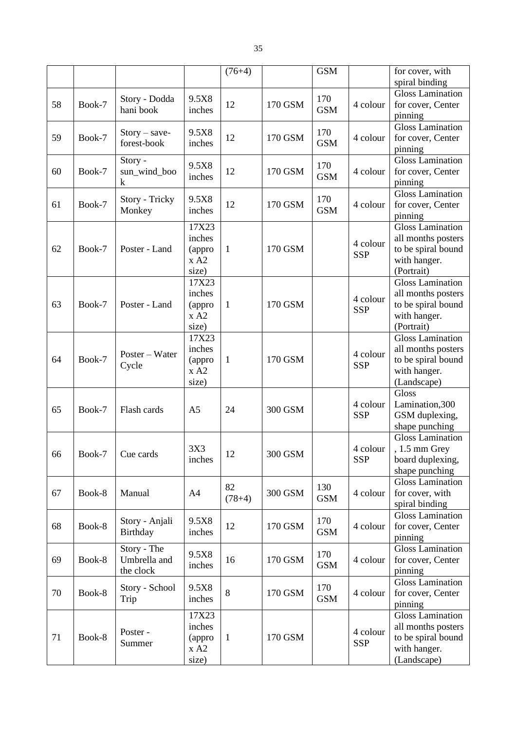| | | | | (76+4) | | GSM | | for cover, with spiral binding |
|---|---|---|---|---|---|---|---|---|
| 58 | Book-7 | Story - Dodda hani book | 9.5X8 inches | 12 | 170 GSM | 170 GSM | 4 colour | Gloss Lamination for cover, Center pinning |
| 59 | Book-7 | Story – save-forest-book | 9.5X8 inches | 12 | 170 GSM | 170 GSM | 4 colour | Gloss Lamination for cover, Center pinning |
| 60 | Book-7 | Story - sun_wind_book | 9.5X8 inches | 12 | 170 GSM | 170 GSM | 4 colour | Gloss Lamination for cover, Center pinning |
| 61 | Book-7 | Story - Tricky Monkey | 9.5X8 inches | 12 | 170 GSM | 170 GSM | 4 colour | Gloss Lamination for cover, Center pinning |
| 62 | Book-7 | Poster - Land | 17X23 inches (approx A2 size) | 1 | 170 GSM | | 4 colour SSP | Gloss Lamination all months posters to be spiral bound with hanger. (Portrait) |
| 63 | Book-7 | Poster - Land | 17X23 inches (approx A2 size) | 1 | 170 GSM | | 4 colour SSP | Gloss Lamination all months posters to be spiral bound with hanger. (Portrait) |
| 64 | Book-7 | Poster – Water Cycle | 17X23 inches (approx A2 size) | 1 | 170 GSM | | 4 colour SSP | Gloss Lamination all months posters to be spiral bound with hanger. (Landscape) |
| 65 | Book-7 | Flash cards | A5 | 24 | 300 GSM | | 4 colour SSP | Gloss Lamination,300 GSM duplexing, shape punching |
| 66 | Book-7 | Cue cards | 3X3 inches | 12 | 300 GSM | | 4 colour SSP | Gloss Lamination , 1.5 mm Grey board duplexing, shape punching |
| 67 | Book-8 | Manual | A4 | 82 (78+4) | 300 GSM | 130 GSM | 4 colour | Gloss Lamination for cover, with spiral binding |
| 68 | Book-8 | Story - Anjali Birthday | 9.5X8 inches | 12 | 170 GSM | 170 GSM | 4 colour | Gloss Lamination for cover, Center pinning |
| 69 | Book-8 | Story - The Umbrella and the clock | 9.5X8 inches | 16 | 170 GSM | 170 GSM | 4 colour | Gloss Lamination for cover, Center pinning |
| 70 | Book-8 | Story - School Trip | 9.5X8 inches | 8 | 170 GSM | 170 GSM | 4 colour | Gloss Lamination for cover, Center pinning |
| 71 | Book-8 | Poster - Summer | 17X23 inches (approx A2 size) | 1 | 170 GSM | | 4 colour SSP | Gloss Lamination all months posters to be spiral bound with hanger. (Landscape) |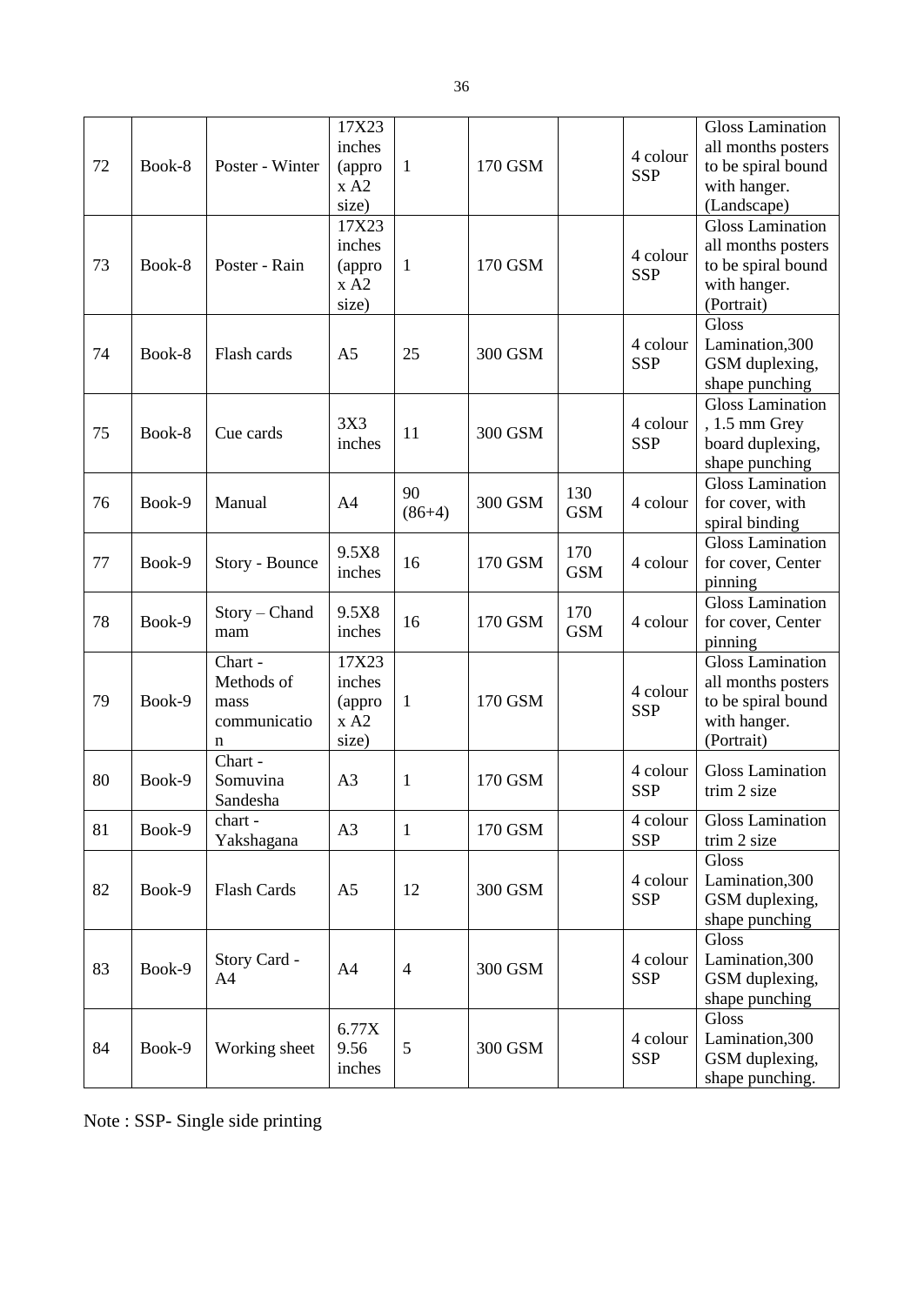| | | | | | | | | |
|---|---|---|---|---|---|---|---|---|
| 72 | Book-8 | Poster - Winter | 17X23 inches (approx A2 size) | 1 | 170 GSM | | 4 colour SSP | Gloss Lamination all months posters to be spiral bound with hanger. (Landscape) |
| 73 | Book-8 | Poster - Rain | 17X23 inches (approx A2 size) | 1 | 170 GSM | | 4 colour SSP | Gloss Lamination all months posters to be spiral bound with hanger. (Portrait) |
| 74 | Book-8 | Flash cards | A5 | 25 | 300 GSM | | 4 colour SSP | Gloss Lamination,300 GSM duplexing, shape punching |
| 75 | Book-8 | Cue cards | 3X3 inches | 11 | 300 GSM | | 4 colour SSP | Gloss Lamination , 1.5 mm Grey board duplexing, shape punching |
| 76 | Book-9 | Manual | A4 | 90 (86+4) | 300 GSM | 130 GSM | 4 colour | Gloss Lamination for cover, with spiral binding |
| 77 | Book-9 | Story - Bounce | 9.5X8 inches | 16 | 170 GSM | 170 GSM | 4 colour | Gloss Lamination for cover, Center pinning |
| 78 | Book-9 | Story – Chand mam | 9.5X8 inches | 16 | 170 GSM | 170 GSM | 4 colour | Gloss Lamination for cover, Center pinning |
| 79 | Book-9 | Chart - Methods of mass communication | 17X23 inches (approx A2 size) | 1 | 170 GSM | | 4 colour SSP | Gloss Lamination all months posters to be spiral bound with hanger. (Portrait) |
| 80 | Book-9 | Chart - Somuvina Sandesha | A3 | 1 | 170 GSM | | 4 colour SSP | Gloss Lamination trim 2 size |
| 81 | Book-9 | chart - Yakshagana | A3 | 1 | 170 GSM | | 4 colour SSP | Gloss Lamination trim 2 size |
| 82 | Book-9 | Flash Cards | A5 | 12 | 300 GSM | | 4 colour SSP | Gloss Lamination,300 GSM duplexing, shape punching |
| 83 | Book-9 | Story Card - A4 | A4 | 4 | 300 GSM | | 4 colour SSP | Gloss Lamination,300 GSM duplexing, shape punching |
| 84 | Book-9 | Working sheet | 6.77X 9.56 inches | 5 | 300 GSM | | 4 colour SSP | Gloss Lamination,300 GSM duplexing, shape punching. |

Note : SSP- Single side printing